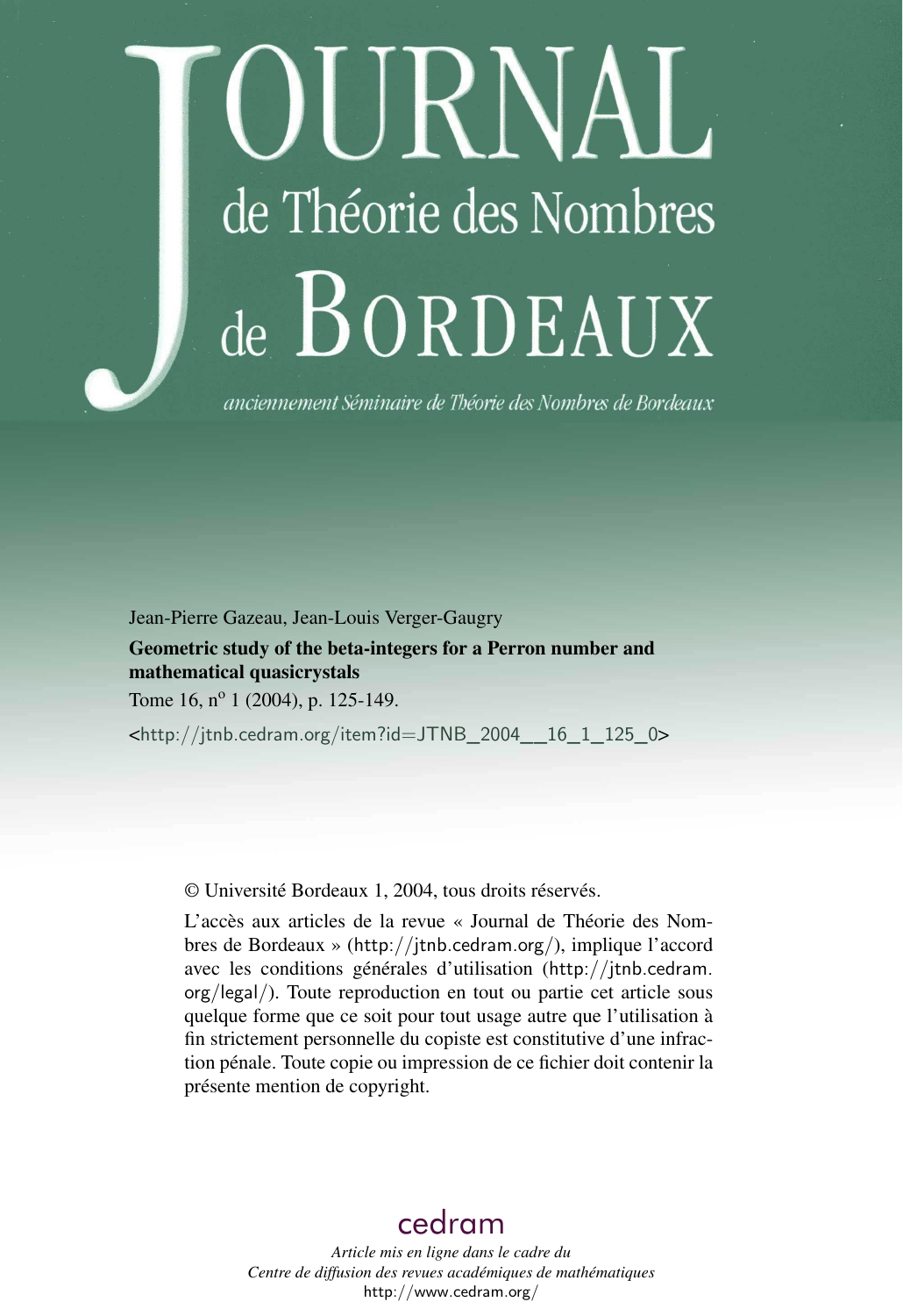# Journal de Théorie des Nombres de Bordeaux

*anciennement Séminaire de Théorie des Nombres de Bordeaux*

Jean-Pierre Gazeau, Jean-Louis Verger-Gaugry

**Geometric study of the beta-integers for a Perron number and mathematical quasicrystals**

Tome 16, n° 1 (2004), p. 125-149.

<http://jtnb.cedram.org/item?id=JTNB_2004__16_1_125_0>

© Université Bordeaux 1, 2004, tous droits réservés.

L'accès aux articles de la revue « Journal de Théorie des Nombres de Bordeaux » (http://jtnb.cedram.org/), implique l'accord avec les conditions générales d'utilisation (http://jtnb.cedram.org/legal/). Toute reproduction en tout ou partie cet article sous quelque forme que ce soit pour tout usage autre que l'utilisation à fin strictement personnelle du copiste est constitutive d'une infraction pénale. Toute copie ou impression de ce fichier doit contenir la présente mention de copyright.

cedram

*Article mis en ligne dans le cadre du Centre de diffusion des revues académiques de mathématiques*

http://www.cedram.org/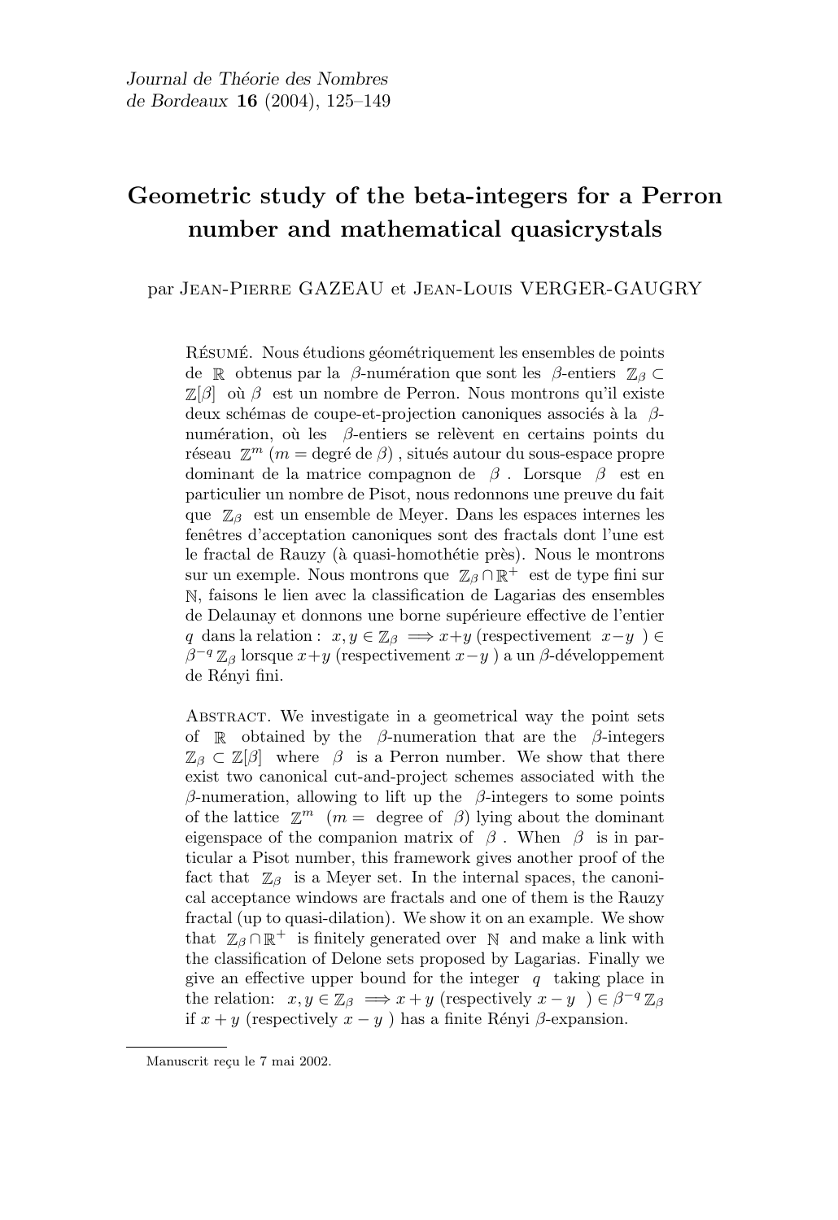# Geometric study of the beta-integers for a Perron number and mathematical quasicrystals

par Jean-Pierre GAZEAU et Jean-Louis VERGER-GAUGRY

Résumé. Nous étudions géométriquement les ensembles de points de $\mathbb{R}$ obtenus par la $\beta$-numération que sont les $\beta$-entiers $\mathbb{Z}_\beta \subset \mathbb{Z}[\beta]$ où $\beta$ est un nombre de Perron. Nous montrons qu'il existe deux schémas de coupe-et-projection canoniques associés à la $\beta$-numération, où les $\beta$-entiers se relèvent en certains points du réseau $\mathbb{Z}^m$ ($m =$ degré de $\beta$), situés autour du sous-espace propre dominant de la matrice compagnon de $\beta$. Lorsque $\beta$ est en particulier un nombre de Pisot, nous redonnons une preuve du fait que $\mathbb{Z}_\beta$ est un ensemble de Meyer. Dans les espaces internes les fenêtres d'acceptation canoniques sont des fractals dont l'une est le fractal de Rauzy (à quasi-homothétie près). Nous le montrons sur un exemple. Nous montrons que $\mathbb{Z}_\beta \cap \mathbb{R}^+$ est de type fini sur $\mathbb{N}$, faisons le lien avec la classification de Lagarias des ensembles de Delaunay et donnons une borne supérieure effective de l'entier $q$ dans la relation : $x, y \in \mathbb{Z}_\beta \implies x+y$ (respectivement $x-y$) $\in \beta^{-q}\,\mathbb{Z}_\beta$ lorsque $x+y$ (respectivement $x-y$) a un $\beta$-développement de Rényi fini.

Abstract. We investigate in a geometrical way the point sets of $\mathbb{R}$ obtained by the $\beta$-numeration that are the $\beta$-integers $\mathbb{Z}_\beta \subset \mathbb{Z}[\beta]$ where $\beta$ is a Perron number. We show that there exist two canonical cut-and-project schemes associated with the $\beta$-numeration, allowing to lift up the $\beta$-integers to some points of the lattice $\mathbb{Z}^m$ ($m =$ degree of $\beta$) lying about the dominant eigenspace of the companion matrix of $\beta$. When $\beta$ is in particular a Pisot number, this framework gives another proof of the fact that $\mathbb{Z}_\beta$ is a Meyer set. In the internal spaces, the canonical acceptance windows are fractals and one of them is the Rauzy fractal (up to quasi-dilation). We show it on an example. We show that $\mathbb{Z}_\beta \cap \mathbb{R}^+$ is finitely generated over $\mathbb{N}$ and make a link with the classification of Delone sets proposed by Lagarias. Finally we give an effective upper bound for the integer $q$ taking place in the relation: $x, y \in \mathbb{Z}_\beta \implies x+y$ (respectively $x-y$) $\in \beta^{-q}\,\mathbb{Z}_\beta$ if $x+y$ (respectively $x-y$) has a finite Rényi $\beta$-expansion.

Manuscrit reçu le 7 mai 2002.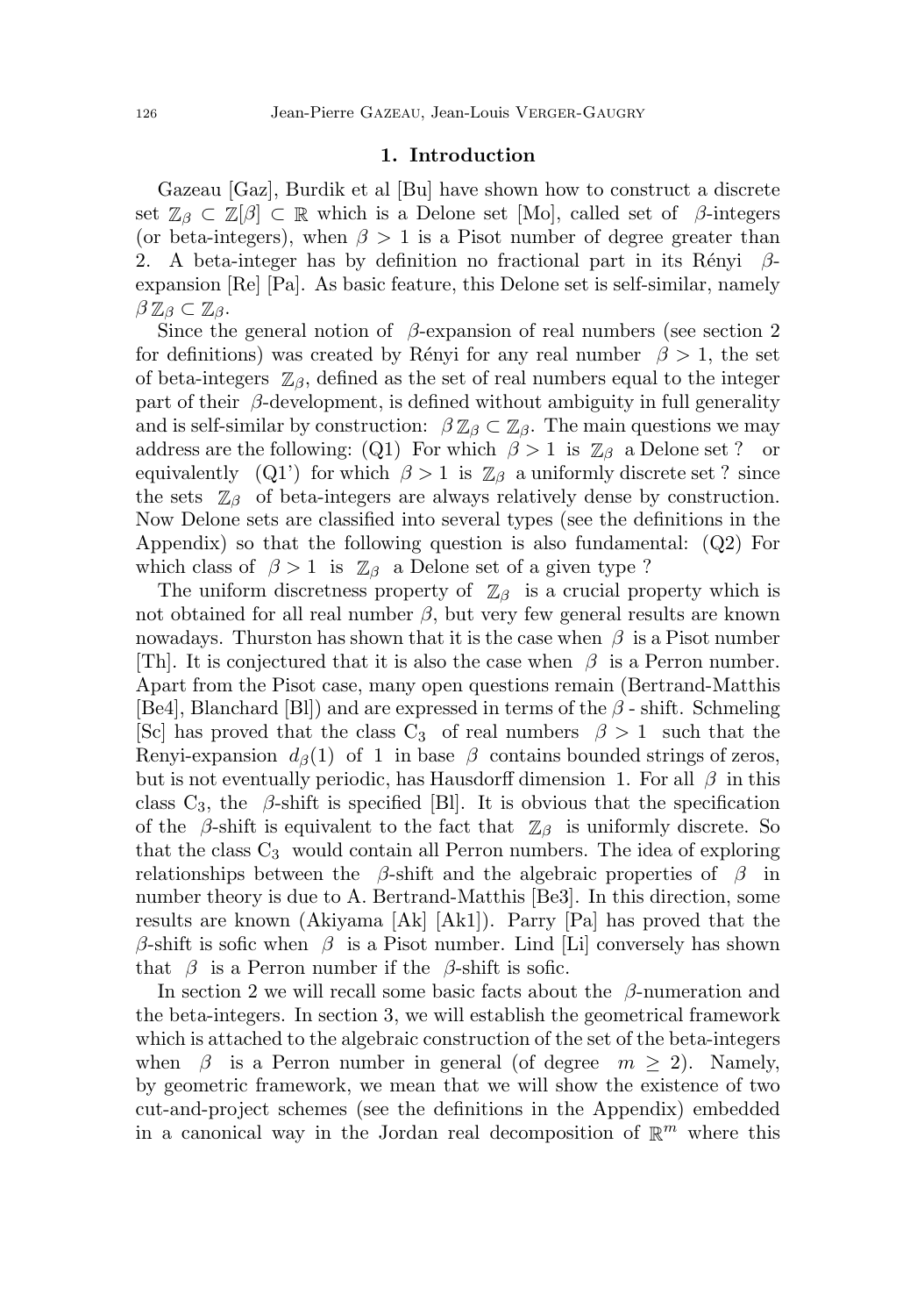## 1. Introduction

Gazeau [Gaz], Burdik et al [Bu] have shown how to construct a discrete set $\mathbb{Z}_\beta \subset \mathbb{Z}[\beta] \subset \mathbb{R}$ which is a Delone set [Mo], called set of $\beta$-integers (or beta-integers), when $\beta > 1$ is a Pisot number of degree greater than 2. A beta-integer has by definition no fractional part in its Rényi $\beta$-expansion [Re] [Pa]. As basic feature, this Delone set is self-similar, namely $\beta\,\mathbb{Z}_\beta \subset \mathbb{Z}_\beta$.

Since the general notion of $\beta$-expansion of real numbers (see section 2 for definitions) was created by Rényi for any real number $\beta > 1$, the set of beta-integers $\mathbb{Z}_\beta$, defined as the set of real numbers equal to the integer part of their $\beta$-development, is defined without ambiguity in full generality and is self-similar by construction: $\beta\,\mathbb{Z}_\beta \subset \mathbb{Z}_\beta$. The main questions we may address are the following: (Q1) For which $\beta > 1$ is $\mathbb{Z}_\beta$ a Delone set ? or equivalently (Q1') for which $\beta > 1$ is $\mathbb{Z}_\beta$ a uniformly discrete set ? since the sets $\mathbb{Z}_\beta$ of beta-integers are always relatively dense by construction. Now Delone sets are classified into several types (see the definitions in the Appendix) so that the following question is also fundamental: (Q2) For which class of $\beta > 1$ is $\mathbb{Z}_\beta$ a Delone set of a given type ?

The uniform discretness property of $\mathbb{Z}_\beta$ is a crucial property which is not obtained for all real number $\beta$, but very few general results are known nowadays. Thurston has shown that it is the case when $\beta$ is a Pisot number [Th]. It is conjectured that it is also the case when $\beta$ is a Perron number. Apart from the Pisot case, many open questions remain (Bertrand-Matthis [Be4], Blanchard [Bl]) and are expressed in terms of the $\beta$ - shift. Schmeling [Sc] has proved that the class $C_3$ of real numbers $\beta > 1$ such that the Renyi-expansion $d_\beta(1)$ of 1 in base $\beta$ contains bounded strings of zeros, but is not eventually periodic, has Hausdorff dimension 1. For all $\beta$ in this class $C_3$, the $\beta$-shift is specified [Bl]. It is obvious that the specification of the $\beta$-shift is equivalent to the fact that $\mathbb{Z}_\beta$ is uniformly discrete. So that the class $C_3$ would contain all Perron numbers. The idea of exploring relationships between the $\beta$-shift and the algebraic properties of $\beta$ in number theory is due to A. Bertrand-Matthis [Be3]. In this direction, some results are known (Akiyama [Ak] [Ak1]). Parry [Pa] has proved that the $\beta$-shift is sofic when $\beta$ is a Pisot number. Lind [Li] conversely has shown that $\beta$ is a Perron number if the $\beta$-shift is sofic.

In section 2 we will recall some basic facts about the $\beta$-numeration and the beta-integers. In section 3, we will establish the geometrical framework which is attached to the algebraic construction of the set of the beta-integers when $\beta$ is a Perron number in general (of degree $m \geq 2$). Namely, by geometric framework, we mean that we will show the existence of two cut-and-project schemes (see the definitions in the Appendix) embedded in a canonical way in the Jordan real decomposition of $\mathbb{R}^m$ where this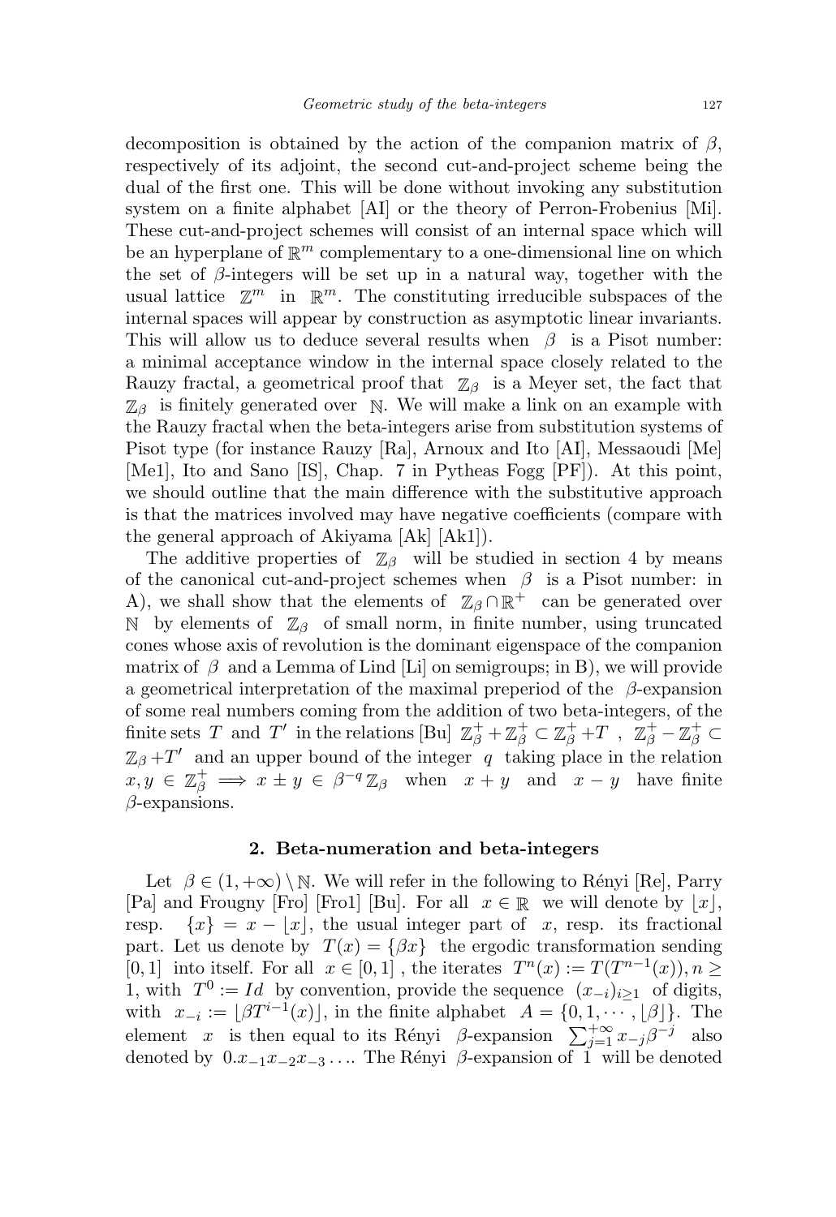decomposition is obtained by the action of the companion matrix of $\beta$, respectively of its adjoint, the second cut-and-project scheme being the dual of the first one. This will be done without invoking any substitution system on a finite alphabet [AI] or the theory of Perron-Frobenius [Mi]. These cut-and-project schemes will consist of an internal space which will be an hyperplane of $\mathbb{R}^m$ complementary to a one-dimensional line on which the set of $\beta$-integers will be set up in a natural way, together with the usual lattice $\mathbb{Z}^m$ in $\mathbb{R}^m$. The constituting irreducible subspaces of the internal spaces will appear by construction as asymptotic linear invariants. This will allow us to deduce several results when $\beta$ is a Pisot number: a minimal acceptance window in the internal space closely related to the Rauzy fractal, a geometrical proof that $\mathbb{Z}_\beta$ is a Meyer set, the fact that $\mathbb{Z}_\beta$ is finitely generated over $\mathbb{N}$. We will make a link on an example with the Rauzy fractal when the beta-integers arise from substitution systems of Pisot type (for instance Rauzy [Ra], Arnoux and Ito [AI], Messaoudi [Me] [Me1], Ito and Sano [IS], Chap. 7 in Pytheas Fogg [PF]). At this point, we should outline that the main difference with the substitutive approach is that the matrices involved may have negative coefficients (compare with the general approach of Akiyama [Ak] [Ak1]).

The additive properties of $\mathbb{Z}_\beta$ will be studied in section 4 by means of the canonical cut-and-project schemes when $\beta$ is a Pisot number: in A), we shall show that the elements of $\mathbb{Z}_\beta \cap \mathbb{R}^+$ can be generated over $\mathbb{N}$ by elements of $\mathbb{Z}_\beta$ of small norm, in finite number, using truncated cones whose axis of revolution is the dominant eigenspace of the companion matrix of $\beta$ and a Lemma of Lind [Li] on semigroups; in B), we will provide a geometrical interpretation of the maximal preperiod of the $\beta$-expansion of some real numbers coming from the addition of two beta-integers, of the finite sets $T$ and $T'$ in the relations [Bu] $\mathbb{Z}_\beta^+ + \mathbb{Z}_\beta^+ \subset \mathbb{Z}_\beta^+ + T$ , $\mathbb{Z}_\beta^+ - \mathbb{Z}_\beta^+ \subset \mathbb{Z}_\beta + T'$ and an upper bound of the integer $q$ taking place in the relation $x, y \in \mathbb{Z}_\beta^+ \implies x \pm y \in \beta^{-q}\,\mathbb{Z}_\beta$ when $x + y$ and $x - y$ have finite $\beta$-expansions.

## 2. Beta-numeration and beta-integers

Let $\beta \in (1, +\infty) \setminus \mathbb{N}$. We will refer in the following to Rényi [Re], Parry [Pa] and Frougny [Fro] [Fro1] [Bu]. For all $x \in \mathbb{R}$ we will denote by $\lfloor x \rfloor$, resp. $\{x\} = x - \lfloor x \rfloor$, the usual integer part of $x$, resp. its fractional part. Let us denote by $T(x) = \{\beta x\}$ the ergodic transformation sending $[0, 1]$ into itself. For all $x \in [0, 1]$ , the iterates $T^n(x) := T(T^{n-1}(x)), n \geq 1$, with $T^0 := Id$ by convention, provide the sequence $(x_{-i})_{i \geq 1}$ of digits, with $x_{-i} := \lfloor \beta T^{i-1}(x) \rfloor$, in the finite alphabet $A = \{0, 1, \cdots, \lfloor \beta \rfloor\}$. The element $x$ is then equal to its Rényi $\beta$-expansion $\sum_{j=1}^{+\infty} x_{-j} \beta^{-j}$ also denoted by $0.x_{-1}x_{-2}x_{-3}\ldots$. The Rényi $\beta$-expansion of $1$ will be denoted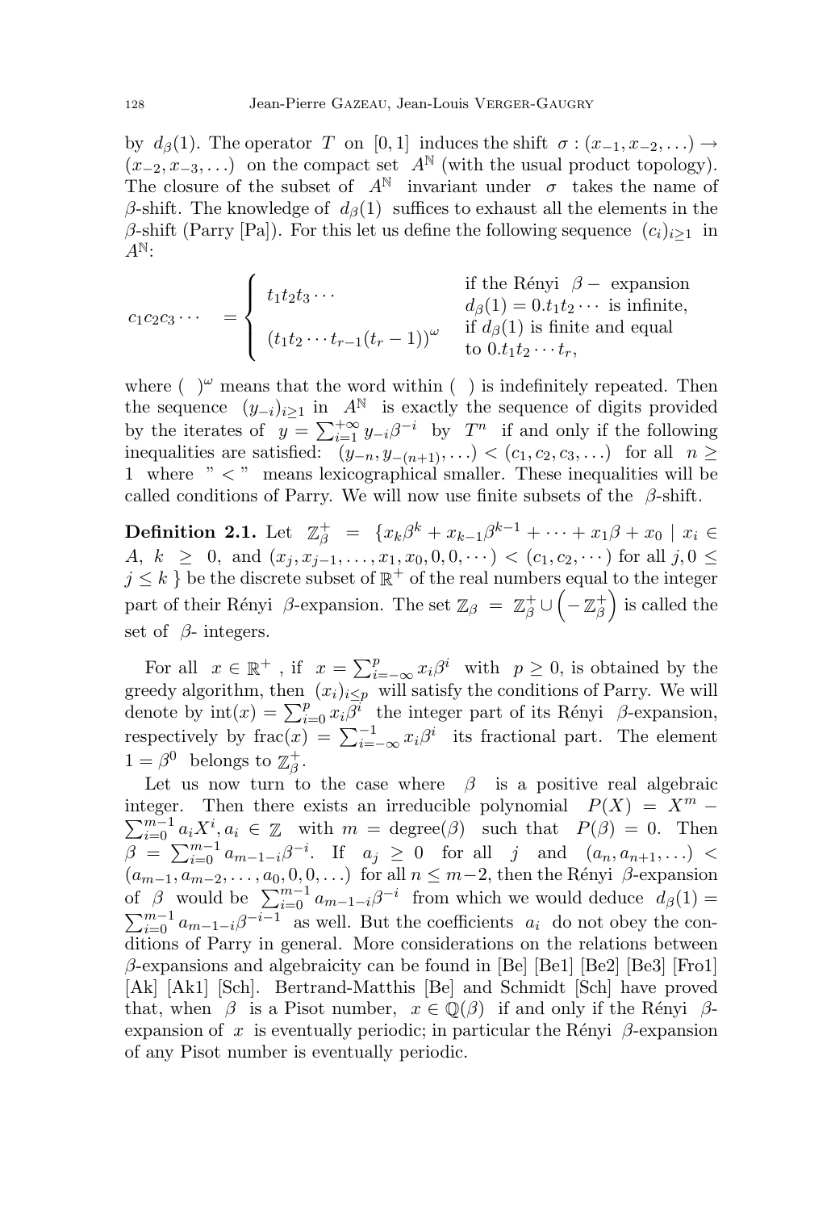by $d_\beta(1)$. The operator $T$ on $[0,1]$ induces the shift $\sigma : (x_{-1}, x_{-2}, \ldots) \to (x_{-2}, x_{-3}, \ldots)$ on the compact set $A^{\mathbb{N}}$ (with the usual product topology). The closure of the subset of $A^{\mathbb{N}}$ invariant under $\sigma$ takes the name of $\beta$-shift. The knowledge of $d_\beta(1)$ suffices to exhaust all the elements in the $\beta$-shift (Parry [Pa]). For this let us define the following sequence $(c_i)_{i\geq 1}$ in $A^{\mathbb{N}}$:

$$c_1 c_2 c_3 \cdots \quad = \begin{cases} t_1 t_2 t_3 \cdots & \text{if the Rényi } \beta- \text{ expansion } d_\beta(1) = 0.t_1 t_2 \cdots \text{ is infinite,} \\ (t_1 t_2 \cdots t_{r-1}(t_r - 1))^\omega & \text{if } d_\beta(1) \text{ is finite and equal to } 0.t_1 t_2 \cdots t_r, \end{cases}$$

where $(\ )^\omega$ means that the word within $(\ )$ is indefinitely repeated. Then the sequence $(y_{-i})_{i\geq 1}$ in $A^{\mathbb{N}}$ is exactly the sequence of digits provided by the iterates of $y = \sum_{i=1}^{+\infty} y_{-i}\beta^{-i}$ by $T^n$ if and only if the following inequalities are satisfied: $(y_{-n}, y_{-(n+1)}, \ldots) < (c_1, c_2, c_3, \ldots)$ for all $n \geq 1$ where " $<$ " means lexicographical smaller. These inequalities will be called conditions of Parry. We will now use finite subsets of the $\beta$-shift.

**Definition 2.1.** Let $\mathbb{Z}_\beta^+ = \{x_k\beta^k + x_{k-1}\beta^{k-1} + \cdots + x_1\beta + x_0 \mid x_i \in A,\ k \geq 0, \text{ and } (x_j, x_{j-1}, \ldots, x_1, x_0, 0, 0, \cdots) < (c_1, c_2, \cdots) \text{ for all } j, 0 \leq j \leq k\ \}$ be the discrete subset of $\mathbb{R}^+$ of the real numbers equal to the integer part of their Rényi $\beta$-expansion. The set $\mathbb{Z}_\beta = \mathbb{Z}_\beta^+ \cup \left(-\mathbb{Z}_\beta^+\right)$ is called the set of $\beta$- integers.

For all $x \in \mathbb{R}^+$ , if $x = \sum_{i=-\infty}^{p} x_i\beta^i$ with $p \geq 0$, is obtained by the greedy algorithm, then $(x_i)_{i\leq p}$ will satisfy the conditions of Parry. We will denote by $\text{int}(x) = \sum_{i=0}^{p} x_i\beta^i$ the integer part of its Rényi $\beta$-expansion, respectively by $\text{frac}(x) = \sum_{i=-\infty}^{-1} x_i\beta^i$ its fractional part. The element $1 = \beta^0$ belongs to $\mathbb{Z}_\beta^+$.

Let us now turn to the case where $\beta$ is a positive real algebraic integer. Then there exists an irreducible polynomial $P(X) = X^m - \sum_{i=0}^{m-1} a_i X^i, a_i \in \mathbb{Z}$ with $m = \text{degree}(\beta)$ such that $P(\beta) = 0$. Then $\beta = \sum_{i=0}^{m-1} a_{m-1-i}\beta^{-i}$. If $a_j \geq 0$ for all $j$ and $(a_n, a_{n+1}, \ldots) < (a_{m-1}, a_{m-2}, \ldots, a_0, 0, 0, \ldots)$ for all $n \leq m-2$, then the Rényi $\beta$-expansion of $\beta$ would be $\sum_{i=0}^{m-1} a_{m-1-i}\beta^{-i}$ from which we would deduce $d_\beta(1) = \sum_{i=0}^{m-1} a_{m-1-i}\beta^{-i-1}$ as well. But the coefficients $a_i$ do not obey the conditions of Parry in general. More considerations on the relations between $\beta$-expansions and algebraicity can be found in [Be] [Be1] [Be2] [Be3] [Fro1] [Ak] [Ak1] [Sch]. Bertrand-Matthis [Be] and Schmidt [Sch] have proved that, when $\beta$ is a Pisot number, $x \in \mathbb{Q}(\beta)$ if and only if the Rényi $\beta$-expansion of $x$ is eventually periodic; in particular the Rényi $\beta$-expansion of any Pisot number is eventually periodic.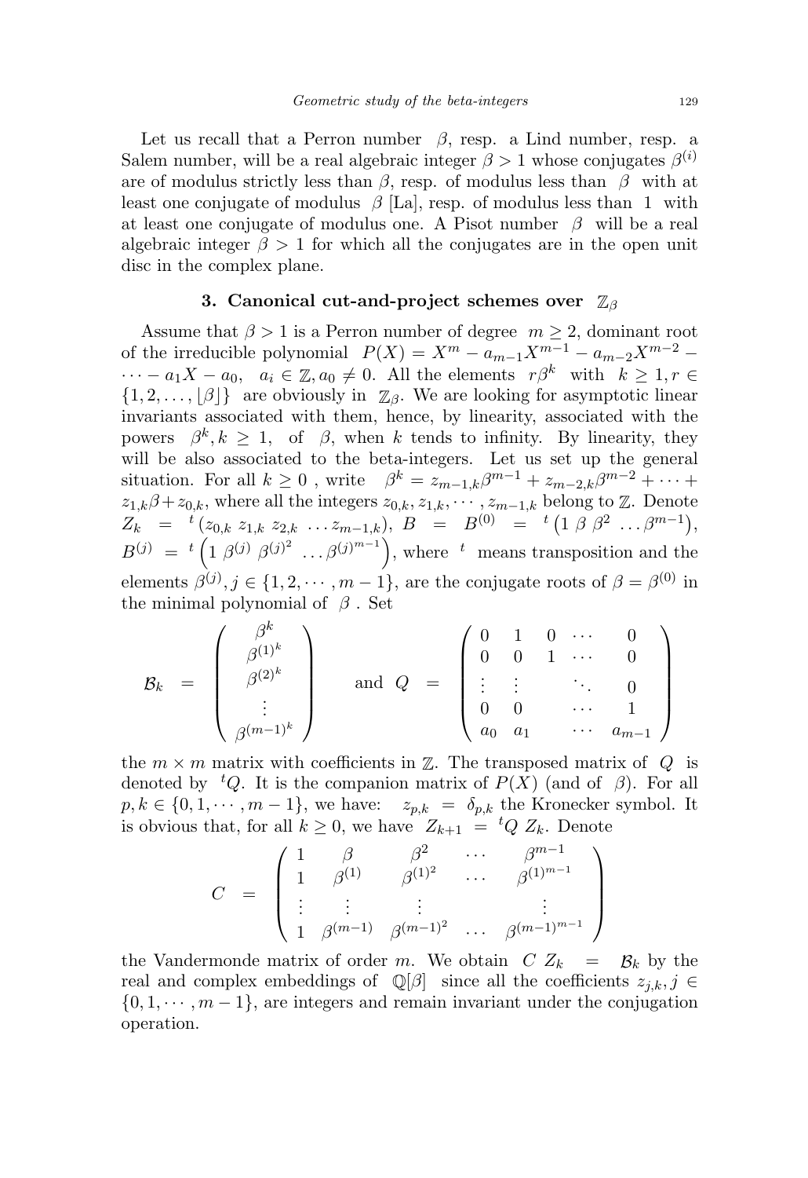Let us recall that a Perron number $\beta$, resp. a Lind number, resp. a Salem number, will be a real algebraic integer $\beta > 1$ whose conjugates $\beta^{(i)}$ are of modulus strictly less than $\beta$, resp. of modulus less than $\beta$ with at least one conjugate of modulus $\beta$ [La], resp. of modulus less than 1 with at least one conjugate of modulus one. A Pisot number $\beta$ will be a real algebraic integer $\beta > 1$ for which all the conjugates are in the open unit disc in the complex plane.

## 3. Canonical cut-and-project schemes over $\mathbb{Z}_\beta$

Assume that $\beta > 1$ is a Perron number of degree $m \geq 2$, dominant root of the irreducible polynomial $P(X) = X^m - a_{m-1}X^{m-1} - a_{m-2}X^{m-2} - \cdots - a_1 X - a_0$, $a_i \in \mathbb{Z}, a_0 \neq 0$. All the elements $r\beta^k$ with $k \geq 1, r \in \{1, 2, \ldots, \lfloor \beta \rfloor\}$ are obviously in $\mathbb{Z}_\beta$. We are looking for asymptotic linear invariants associated with them, hence, by linearity, associated with the powers $\beta^k, k \geq 1$, of $\beta$, when $k$ tends to infinity. By linearity, they will be also associated to the beta-integers. Let us set up the general situation. For all $k \geq 0$ , write $\beta^k = z_{m-1,k}\beta^{m-1} + z_{m-2,k}\beta^{m-2} + \cdots + z_{1,k}\beta + z_{0,k}$, where all the integers $z_{0,k}, z_{1,k}, \cdots, z_{m-1,k}$ belong to $\mathbb{Z}$. Denote $Z_k = {}^t(z_{0,k}\ z_{1,k}\ z_{2,k}\ \ldots z_{m-1,k})$, $B = B^{(0)} = {}^t\left(1\ \beta\ \beta^2\ \ldots \beta^{m-1}\right)$, $B^{(j)} = {}^t\left(1\ \beta^{(j)}\ {\beta^{(j)}}^2\ \ldots {\beta^{(j)}}^{m-1}\right)$, where ${}^t$ means transposition and the elements $\beta^{(j)}, j \in \{1, 2, \cdots, m-1\}$, are the conjugate roots of $\beta = \beta^{(0)}$ in the minimal polynomial of $\beta$ . Set

$$
\mathcal{B}_k = \begin{pmatrix} \beta^k \\ {\beta^{(1)}}^k \\ {\beta^{(2)}}^k \\ \vdots \\ {\beta^{(m-1)}}^k \end{pmatrix} \quad \text{and} \quad Q = \begin{pmatrix} 0 & 1 & 0 & \cdots & 0 \\ 0 & 0 & 1 & \cdots & 0 \\ \vdots & \vdots & & \ddots & 0 \\ 0 & 0 & & \cdots & 1 \\ a_0 & a_1 & & \cdots & a_{m-1} \end{pmatrix}
$$

the $m \times m$ matrix with coefficients in $\mathbb{Z}$. The transposed matrix of $Q$ is denoted by ${}^tQ$. It is the companion matrix of $P(X)$ (and of $\beta$). For all $p, k \in \{0, 1, \cdots, m-1\}$, we have: $z_{p,k} = \delta_{p,k}$ the Kronecker symbol. It is obvious that, for all $k \geq 0$, we have $Z_{k+1} = {}^tQ\ Z_k$. Denote

$$
C = \begin{pmatrix} 1 & \beta & \beta^2 & \cdots & \beta^{m-1} \\ 1 & \beta^{(1)} & {\beta^{(1)}}^2 & \cdots & {\beta^{(1)}}^{m-1} \\ \vdots & \vdots & \vdots & & \vdots \\ 1 & \beta^{(m-1)} & {\beta^{(m-1)}}^2 & \cdots & {\beta^{(m-1)}}^{m-1} \end{pmatrix}
$$

the Vandermonde matrix of order $m$. We obtain $C\ Z_k = \mathcal{B}_k$ by the real and complex embeddings of $\mathbb{Q}[\beta]$ since all the coefficients $z_{j,k}, j \in \{0, 1, \cdots, m-1\}$, are integers and remain invariant under the conjugation operation.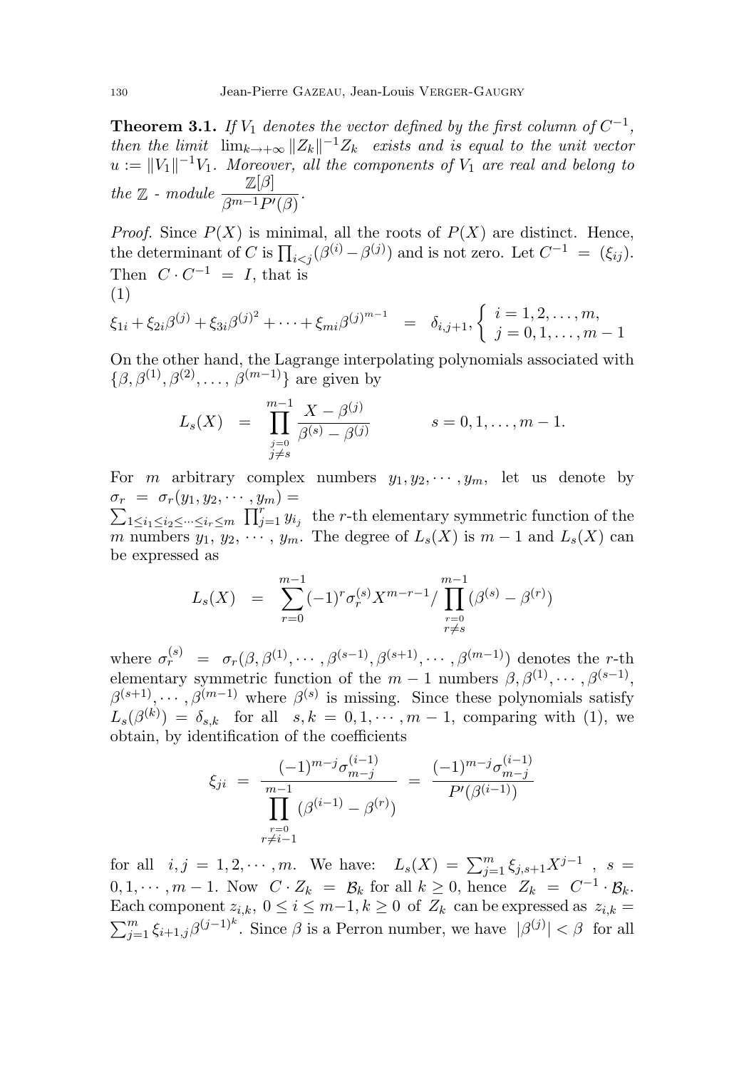**Theorem 3.1.** *If $V_1$ denotes the vector defined by the first column of $C^{-1}$, then the limit $\lim_{k\to+\infty} \|Z_k\|^{-1} Z_k$ exists and is equal to the unit vector $u := \|V_1\|^{-1} V_1$. Moreover, all the components of $V_1$ are real and belong to the $\mathbb{Z}$ - module $\dfrac{\mathbb{Z}[\beta]}{\beta^{m-1} P'(\beta)}$.*

*Proof.* Since $P(X)$ is minimal, all the roots of $P(X)$ are distinct. Hence, the determinant of $C$ is $\prod_{i<j}(\beta^{(i)} - \beta^{(j)})$ and is not zero. Let $C^{-1} = (\xi_{ij})$. Then $C \cdot C^{-1} = I$, that is

(1)

$$\xi_{1i} + \xi_{2i}\beta^{(j)} + \xi_{3i}\beta^{(j)^2} + \cdots + \xi_{mi}\beta^{(j)^{m-1}} = \delta_{i,j+1}, \left\{ \begin{array}{l} i = 1, 2, \ldots, m, \\ j = 0, 1, \ldots, m-1 \end{array} \right.$$

On the other hand, the Lagrange interpolating polynomials associated with $\{\beta, \beta^{(1)}, \beta^{(2)}, \ldots, \beta^{(m-1)}\}$ are given by

$$L_s(X) = \prod_{\substack{j=0 \\ j \neq s}}^{m-1} \frac{X - \beta^{(j)}}{\beta^{(s)} - \beta^{(j)}} \qquad s = 0, 1, \ldots, m-1.$$

For $m$ arbitrary complex numbers $y_1, y_2, \cdots, y_m$, let us denote by $\sigma_r = \sigma_r(y_1, y_2, \cdots, y_m) = \sum_{1 \leq i_1 \leq i_2 \leq \cdots \leq i_r \leq m} \prod_{j=1}^{r} y_{i_j}$ the $r$-th elementary symmetric function of the $m$ numbers $y_1, y_2, \cdots, y_m$. The degree of $L_s(X)$ is $m-1$ and $L_s(X)$ can be expressed as

$$L_s(X) = \sum_{r=0}^{m-1} (-1)^r \sigma_r^{(s)} X^{m-r-1} / \prod_{\substack{r=0 \\ r \neq s}}^{m-1} (\beta^{(s)} - \beta^{(r)})$$

where $\sigma_r^{(s)} = \sigma_r(\beta, \beta^{(1)}, \cdots, \beta^{(s-1)}, \beta^{(s+1)}, \cdots, \beta^{(m-1)})$ denotes the $r$-th elementary symmetric function of the $m-1$ numbers $\beta, \beta^{(1)}, \cdots, \beta^{(s-1)}, \beta^{(s+1)}, \cdots, \beta^{(m-1)}$ where $\beta^{(s)}$ is missing. Since these polynomials satisfy $L_s(\beta^{(k)}) = \delta_{s,k}$ for all $s, k = 0, 1, \cdots, m-1$, comparing with (1), we obtain, by identification of the coefficients

$$\xi_{ji} = \frac{(-1)^{m-j} \sigma_{m-j}^{(i-1)}}{\prod\limits_{\substack{r=0 \\ r \neq i-1}}^{m-1} (\beta^{(i-1)} - \beta^{(r)})} = \frac{(-1)^{m-j} \sigma_{m-j}^{(i-1)}}{P'(\beta^{(i-1)})}$$

for all $i, j = 1, 2, \cdots, m$. We have: $L_s(X) = \sum_{j=1}^{m} \xi_{j,s+1} X^{j-1}$ , $s = 0, 1, \cdots, m-1$. Now $C \cdot Z_k = \mathcal{B}_k$ for all $k \geq 0$, hence $Z_k = C^{-1} \cdot \mathcal{B}_k$. Each component $z_{i,k}$, $0 \leq i \leq m-1, k \geq 0$ of $Z_k$ can be expressed as $z_{i,k} = \sum_{j=1}^{m} \xi_{i+1,j} \beta^{(j-1)^k}$. Since $\beta$ is a Perron number, we have $|\beta^{(j)}| < \beta$ for all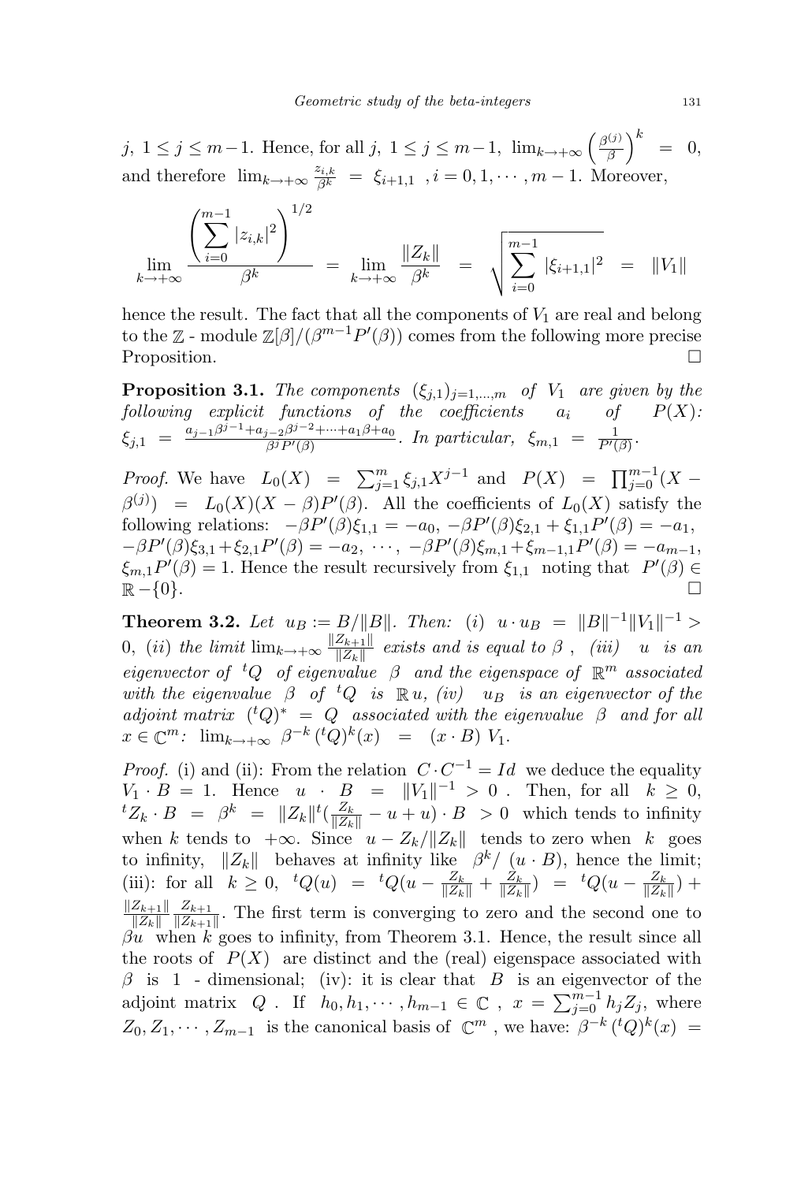$j,\ 1 \leq j \leq m-1$. Hence, for all $j,\ 1 \leq j \leq m-1,\ \lim_{k\to+\infty} \left(\frac{\beta^{(j)}}{\beta}\right)^k = 0$, and therefore $\lim_{k\to+\infty} \frac{z_{i,k}}{\beta^k} = \xi_{i+1,1}$ , $i = 0, 1, \cdots, m-1$. Moreover,

$$\lim_{k\to+\infty} \frac{\left(\sum_{i=0}^{m-1} |z_{i,k}|^2\right)^{1/2}}{\beta^k} = \lim_{k\to+\infty} \frac{\|Z_k\|}{\beta^k} = \sqrt{\sum_{i=0}^{m-1} |\xi_{i+1,1}|^2} = \|V_1\|$$

hence the result. The fact that all the components of $V_1$ are real and belong to the $\mathbb{Z}$ - module $\mathbb{Z}[\beta]/(\beta^{m-1}P'(\beta))$ comes from the following more precise Proposition. □

**Proposition 3.1.** *The components* $(\xi_{j,1})_{j=1,\ldots,m}$ *of* $V_1$ *are given by the following explicit functions of the coefficients* $a_i$ *of* $P(X)$*:* $\xi_{j,1} = \frac{a_{j-1}\beta^{j-1}+a_{j-2}\beta^{j-2}+\cdots+a_1\beta+a_0}{\beta^j P'(\beta)}$. *In particular,* $\xi_{m,1} = \frac{1}{P'(\beta)}$.

*Proof.* We have $L_0(X) = \sum_{j=1}^{m} \xi_{j,1}X^{j-1}$ and $P(X) = \prod_{j=0}^{m-1}(X - \beta^{(j)}) = L_0(X)(X-\beta)P'(\beta)$. All the coefficients of $L_0(X)$ satisfy the following relations: $-\beta P'(\beta)\xi_{1,1} = -a_0$, $-\beta P'(\beta)\xi_{2,1} + \xi_{1,1}P'(\beta) = -a_1$, $-\beta P'(\beta)\xi_{3,1} + \xi_{2,1}P'(\beta) = -a_2$, $\cdots$, $-\beta P'(\beta)\xi_{m,1} + \xi_{m-1,1}P'(\beta) = -a_{m-1}$, $\xi_{m,1}P'(\beta) = 1$. Hence the result recursively from $\xi_{1,1}$ noting that $P'(\beta) \in \mathbb{R} - \{0\}$. □

**Theorem 3.2.** *Let* $u_B := B/\|B\|$. *Then: (i)* $u \cdot u_B = \|B\|^{-1}\|V_1\|^{-1} > 0$, *(ii) the limit* $\lim_{k\to+\infty} \frac{\|Z_{k+1}\|}{\|Z_k\|}$ *exists and is equal to* $\beta$ *, (iii)* $u$ *is an eigenvector of* ${}^tQ$ *of eigenvalue* $\beta$ *and the eigenspace of* $\mathbb{R}^m$ *associated with the eigenvalue* $\beta$ *of* ${}^tQ$ *is* $\mathbb{R}\,u$*, (iv)* $u_B$ *is an eigenvector of the adjoint matrix* $({}^tQ)^* = Q$ *associated with the eigenvalue* $\beta$ *and for all* $x \in \mathbb{C}^m$*:* $\lim_{k\to+\infty} \beta^{-k}\,({}^tQ)^k(x) = (x \cdot B)\ V_1$.

*Proof.* (i) and (ii): From the relation $C \cdot C^{-1} = Id$ we deduce the equality $V_1 \cdot B = 1$. Hence $u \cdot B = \|V_1\|^{-1} > 0$ . Then, for all $k \geq 0$, ${}^tZ_k \cdot B = \beta^k = \|Z_k\|^t(\frac{Z_k}{\|Z_k\|} - u + u) \cdot B > 0$ which tends to infinity when $k$ tends to $+\infty$. Since $u - Z_k/\|Z_k\|$ tends to zero when $k$ goes to infinity, $\|Z_k\|$ behaves at infinity like $\beta^k/\ (u \cdot B)$, hence the limit; (iii): for all $k \geq 0$, ${}^tQ(u) = {}^tQ(u - \frac{Z_k}{\|Z_k\|} + \frac{Z_k}{\|Z_k\|}) = {}^tQ(u - \frac{Z_k}{\|Z_k\|}) + \frac{\|Z_{k+1}\|}{\|Z_k\|}\frac{Z_{k+1}}{\|Z_{k+1}\|}$. The first term is converging to zero and the second one to $\beta u$ when $k$ goes to infinity, from Theorem 3.1. Hence, the result since all the roots of $P(X)$ are distinct and the (real) eigenspace associated with $\beta$ is 1 - dimensional; (iv): it is clear that $B$ is an eigenvector of the adjoint matrix $Q$ . If $h_0, h_1, \cdots, h_{m-1} \in \mathbb{C}$ , $x = \sum_{j=0}^{m-1} h_j Z_j$, where $Z_0, Z_1, \cdots, Z_{m-1}$ is the canonical basis of $\mathbb{C}^m$ , we have: $\beta^{-k}\,({}^tQ)^k(x) =$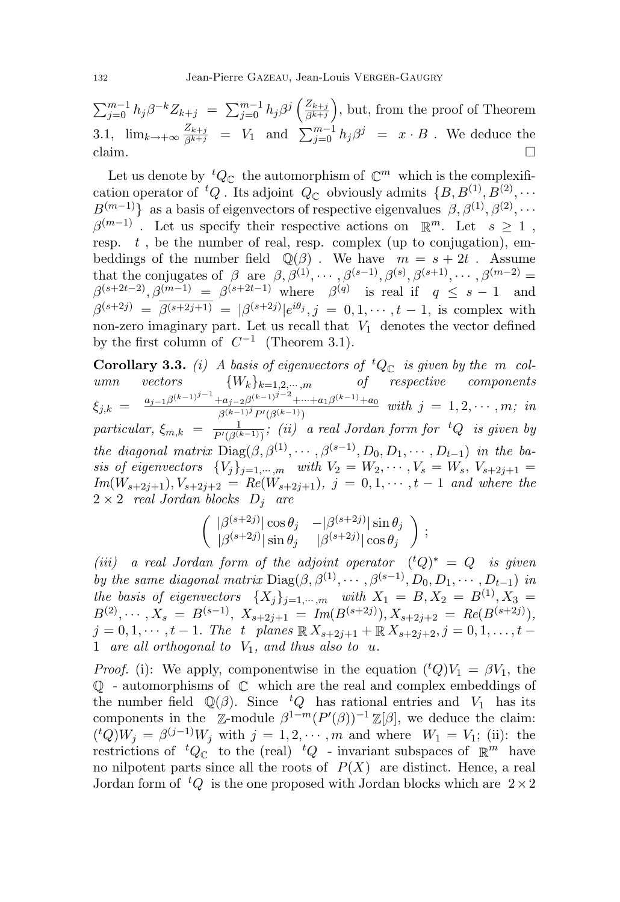$\sum_{j=0}^{m-1} h_j \beta^{-k} Z_{k+j} = \sum_{j=0}^{m-1} h_j \beta^j \left(\frac{Z_{k+j}}{\beta^{k+j}}\right)$, but, from the proof of Theorem 3.1, $\lim_{k\to+\infty} \frac{Z_{k+j}}{\beta^{k+j}} = V_1$ and $\sum_{j=0}^{m-1} h_j \beta^j = x \cdot B$. We deduce the claim. □

Let us denote by ${}^tQ_{\mathbb{C}}$ the automorphism of $\mathbb{C}^m$ which is the complexification operator of ${}^tQ$. Its adjoint $Q_{\mathbb{C}}$ obviously admits $\{B, B^{(1)}, B^{(2)}, \cdots B^{(m-1)}\}$ as a basis of eigenvectors of respective eigenvalues $\beta, \beta^{(1)}, \beta^{(2)}, \cdots \beta^{(m-1)}$. Let us specify their respective actions on $\mathbb{R}^m$. Let $s \geq 1$, resp. $t$, be the number of real, resp. complex (up to conjugation), embeddings of the number field $\mathbb{Q}(\beta)$. We have $m = s + 2t$. Assume that the conjugates of $\beta$ are $\beta, \beta^{(1)}, \cdots, \beta^{(s-1)}, \beta^{(s)}, \beta^{(s+1)}, \cdots, \beta^{(m-2)} = \beta^{(s+2t-2)}, \beta^{(m-1)} = \overline{\beta^{(s+2t-1)}}$ where $\beta^{(q)}$ is real if $q \leq s-1$ and $\beta^{(s+2j)} = \overline{\beta^{(s+2j+1)}} = |\beta^{(s+2j)}| e^{i\theta_j}, j = 0, 1, \cdots, t-1$, is complex with non-zero imaginary part. Let us recall that $V_1$ denotes the vector defined by the first column of $C^{-1}$ (Theorem 3.1).

**Corollary 3.3.** *(i) A basis of eigenvectors of ${}^tQ_{\mathbb{C}}$ is given by the $m$ column vectors $\{W_k\}_{k=1,2,\cdots,m}$ of respective components $\xi_{j,k} = \frac{a_{j-1}\beta^{(k-1)^{j-1}} + a_{j-2}\beta^{(k-1)^{j-2}} + \cdots + a_1\beta^{(k-1)} + a_0}{\beta^{(k-1)^j} P'(\beta^{(k-1)})}$ with $j = 1, 2, \cdots, m$; in particular, $\xi_{m,k} = \frac{1}{P'(\beta^{(k-1)})}$; (ii) a real Jordan form for ${}^tQ$ is given by the diagonal matrix $\mathrm{Diag}(\beta, \beta^{(1)}, \cdots, \beta^{(s-1)}, D_0, D_1, \cdots, D_{t-1})$ in the basis of eigenvectors $\{V_j\}_{j=1,\cdots,m}$ with $V_2 = W_2, \cdots, V_s = W_s$, $V_{s+2j+1} = Im(W_{s+2j+1}), V_{s+2j+2} = Re(W_{s+2j+1})$, $j = 0, 1, \cdots, t-1$ and where the $2 \times 2$ real Jordan blocks $D_j$ are*

$$\begin{pmatrix} |\beta^{(s+2j)}| \cos\theta_j & -|\beta^{(s+2j)}| \sin\theta_j \\ |\beta^{(s+2j)}| \sin\theta_j & |\beta^{(s+2j)}| \cos\theta_j \end{pmatrix};$$

*(iii) a real Jordan form of the adjoint operator $({}^tQ)^* = Q$ is given by the same diagonal matrix $\mathrm{Diag}(\beta, \beta^{(1)}, \cdots, \beta^{(s-1)}, D_0, D_1, \cdots, D_{t-1})$ in the basis of eigenvectors $\{X_j\}_{j=1,\cdots,m}$ with $X_1 = B, X_2 = B^{(1)}, X_3 = B^{(2)}, \cdots, X_s = B^{(s-1)}$, $X_{s+2j+1} = Im(B^{(s+2j)}), X_{s+2j+2} = Re(B^{(s+2j)})$, $j = 0, 1, \cdots, t-1$. The $t$ planes $\mathbb{R}\, X_{s+2j+1} + \mathbb{R}\, X_{s+2j+2}, j = 0, 1, \ldots, t-1$ are all orthogonal to $V_1$, and thus also to $u$.*

*Proof.* (i): We apply, componentwise in the equation $({}^tQ)V_1 = \beta V_1$, the $\mathbb{Q}$ - automorphisms of $\mathbb{C}$ which are the real and complex embeddings of the number field $\mathbb{Q}(\beta)$. Since ${}^tQ$ has rational entries and $V_1$ has its components in the $\mathbb{Z}$-module $\beta^{1-m}(P'(\beta))^{-1}\mathbb{Z}[\beta]$, we deduce the claim: $({}^tQ)W_j = \beta^{(j-1)} W_j$ with $j = 1, 2, \cdots, m$ and where $W_1 = V_1$; (ii): the restrictions of ${}^tQ_{\mathbb{C}}$ to the (real) ${}^tQ$ - invariant subspaces of $\mathbb{R}^m$ have no nilpotent parts since all the roots of $P(X)$ are distinct. Hence, a real Jordan form of ${}^tQ$ is the one proposed with Jordan blocks which are $2 \times 2$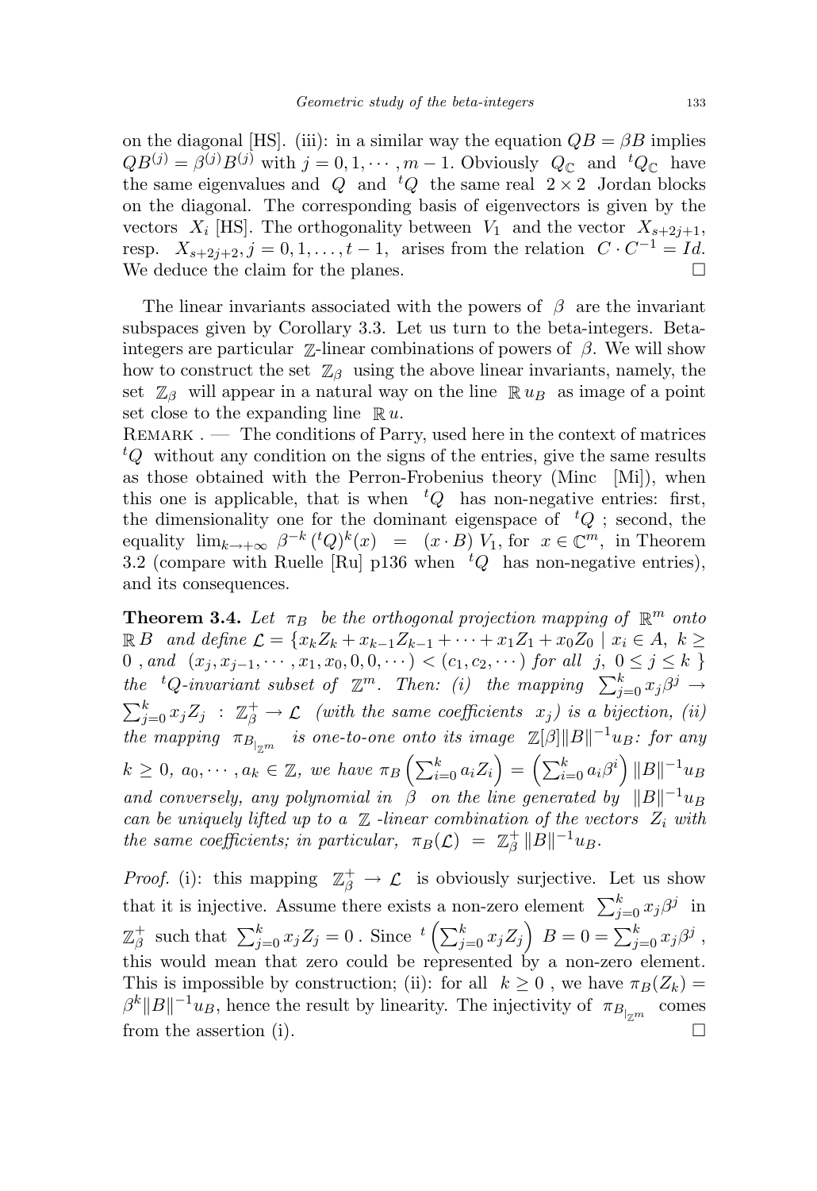on the diagonal [HS]. (iii): in a similar way the equation $QB = \beta B$ implies $QB^{(j)} = \beta^{(j)} B^{(j)}$ with $j = 0, 1, \cdots, m-1$. Obviously $Q_{\mathbb{C}}$ and ${}^tQ_{\mathbb{C}}$ have the same eigenvalues and $Q$ and ${}^tQ$ the same real $2 \times 2$ Jordan blocks on the diagonal. The corresponding basis of eigenvectors is given by the vectors $X_i$ [HS]. The orthogonality between $V_1$ and the vector $X_{s+2j+1}$, resp. $X_{s+2j+2}, j = 0, 1, \ldots, t-1$, arises from the relation $C \cdot C^{-1} = Id$. We deduce the claim for the planes. □

The linear invariants associated with the powers of $\beta$ are the invariant subspaces given by Corollary 3.3. Let us turn to the beta-integers. Beta-integers are particular $\mathbb{Z}$-linear combinations of powers of $\beta$. We will show how to construct the set $\mathbb{Z}_\beta$ using the above linear invariants, namely, the set $\mathbb{Z}_\beta$ will appear in a natural way on the line $\mathbb{R}\, u_B$ as image of a point set close to the expanding line $\mathbb{R}\, u$.

Remark . — The conditions of Parry, used here in the context of matrices ${}^tQ$ without any condition on the signs of the entries, give the same results as those obtained with the Perron-Frobenius theory (Minc [Mi]), when this one is applicable, that is when ${}^tQ$ has non-negative entries: first, the dimensionality one for the dominant eigenspace of ${}^tQ$ ; second, the equality $\lim_{k \to +\infty} \beta^{-k} ({}^tQ)^k(x) = (x \cdot B)\, V_1$, for $x \in \mathbb{C}^m$, in Theorem 3.2 (compare with Ruelle [Ru] p136 when ${}^tQ$ has non-negative entries), and its consequences.

**Theorem 3.4.** *Let $\pi_B$ be the orthogonal projection mapping of $\mathbb{R}^m$ onto $\mathbb{R}\, B$ and define $\mathcal{L} = \{x_k Z_k + x_{k-1} Z_{k-1} + \cdots + x_1 Z_1 + x_0 Z_0 \mid x_i \in A,\ k \geq 0$ , and $(x_j, x_{j-1}, \cdots, x_1, x_0, 0, 0, \cdots) < (c_1, c_2, \cdots)$ for all $j,\ 0 \leq j \leq k\ \}$ the ${}^tQ$-invariant subset of $\mathbb{Z}^m$. Then: (i) the mapping $\sum_{j=0}^k x_j \beta^j \to \sum_{j=0}^k x_j Z_j \ :\ \mathbb{Z}_\beta^+ \to \mathcal{L}$ (with the same coefficients $x_j$) is a bijection, (ii) the mapping $\pi_{B_{|\mathbb{Z}^m}}$ is one-to-one onto its image $\mathbb{Z}[\beta] \|B\|^{-1} u_B$: for any $k \geq 0$, $a_0, \cdots, a_k \in \mathbb{Z}$, we have $\pi_B\left(\sum_{i=0}^k a_i Z_i\right) = \left(\sum_{i=0}^k a_i \beta^i\right) \|B\|^{-1} u_B$ and conversely, any polynomial in $\beta$ on the line generated by $\|B\|^{-1} u_B$ can be uniquely lifted up to a $\mathbb{Z}$ -linear combination of the vectors $Z_i$ with the same coefficients; in particular, $\pi_B(\mathcal{L}) = \mathbb{Z}_\beta^+ \|B\|^{-1} u_B$.*

*Proof.* (i): this mapping $\mathbb{Z}_\beta^+ \to \mathcal{L}$ is obviously surjective. Let us show that it is injective. Assume there exists a non-zero element $\sum_{j=0}^k x_j \beta^j$ in $\mathbb{Z}_\beta^+$ such that $\sum_{j=0}^k x_j Z_j = 0$ . Since ${}^t\left(\sum_{j=0}^k x_j Z_j\right) B = 0 = \sum_{j=0}^k x_j \beta^j$ , this would mean that zero could be represented by a non-zero element. This is impossible by construction; (ii): for all $k \geq 0$ , we have $\pi_B(Z_k) = \beta^k \|B\|^{-1} u_B$, hence the result by linearity. The injectivity of $\pi_{B_{|\mathbb{Z}^m}}$ comes from the assertion (i). □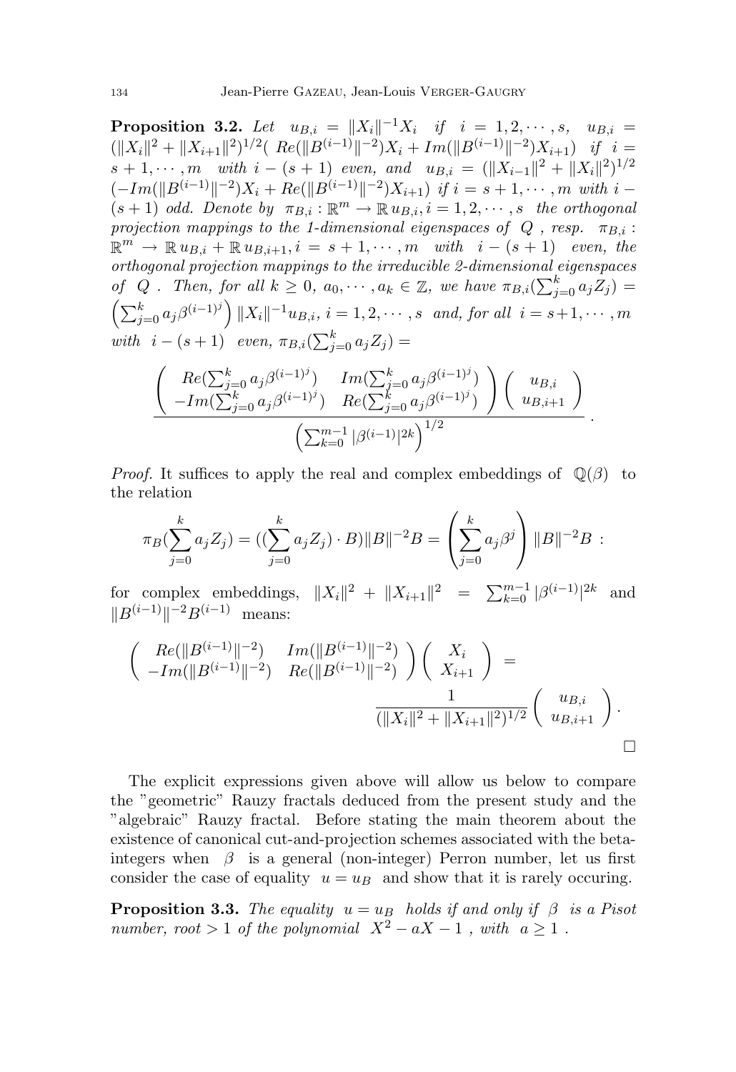**Proposition 3.2.** *Let* $u_{B,i} = \|X_i\|^{-1} X_i$ *if* $i = 1, 2, \cdots, s$, $u_{B,i} = (\|X_i\|^2 + \|X_{i+1}\|^2)^{1/2}( \, Re(\|B^{(i-1)}\|^{-2}) X_i + Im(\|B^{(i-1)}\|^{-2}) X_{i+1})$ *if* $i = s+1, \cdots, m$ *with* $i-(s+1)$ *even, and* $u_{B,i} = (\|X_{i-1}\|^2 + \|X_i\|^2)^{1/2}$ $(-Im(\|B^{(i-1)}\|^{-2}) X_i + Re(\|B^{(i-1)}\|^{-2}) X_{i+1})$ *if* $i = s+1, \cdots, m$ *with* $i - (s+1)$ *odd. Denote by* $\pi_{B,i} : \mathbb{R}^m \to \mathbb{R}\, u_{B,i}, i = 1, 2, \cdots, s$ *the orthogonal projection mappings to the 1-dimensional eigenspaces of* $Q$ *, resp.* $\pi_{B,i} : \mathbb{R}^m \to \mathbb{R}\, u_{B,i} + \mathbb{R}\, u_{B,i+1}, i = s+1, \cdots, m$ *with* $i-(s+1)$ *even, the orthogonal projection mappings to the irreducible 2-dimensional eigenspaces of* $Q$ *. Then, for all* $k \geq 0$*,* $a_0, \cdots, a_k \in \mathbb{Z}$*, we have* $\pi_{B,i}(\sum_{j=0}^k a_j Z_j) = \left(\sum_{j=0}^k a_j \beta^{(i-1)^j}\right) \|X_i\|^{-1} u_{B,i}$*,* $i = 1, 2, \cdots, s$ *and, for all* $i = s+1, \cdots, m$ *with* $i-(s+1)$ *even,* $\pi_{B,i}(\sum_{j=0}^k a_j Z_j) =$

$$\frac{\begin{pmatrix} Re(\sum_{j=0}^k a_j \beta^{(i-1)^j}) & Im(\sum_{j=0}^k a_j \beta^{(i-1)^j}) \\ -Im(\sum_{j=0}^k a_j \beta^{(i-1)^j}) & Re(\sum_{j=0}^k a_j \beta^{(i-1)^j}) \end{pmatrix} \begin{pmatrix} u_{B,i} \\ u_{B,i+1} \end{pmatrix}}{\left(\sum_{k=0}^{m-1} |\beta^{(i-1)}|^{2k}\right)^{1/2}} .$$

*Proof.* It suffices to apply the real and complex embeddings of $\mathbb{Q}(\beta)$ to the relation

$$\pi_B(\sum_{j=0}^k a_j Z_j) = ((\sum_{j=0}^k a_j Z_j) \cdot B) \|B\|^{-2} B = \left(\sum_{j=0}^k a_j \beta^j\right) \|B\|^{-2} B \ :$$

for complex embeddings, $\|X_i\|^2 + \|X_{i+1}\|^2 = \sum_{k=0}^{m-1} |\beta^{(i-1)}|^{2k}$ and $\|B^{(i-1)}\|^{-2} B^{(i-1)}$ means:

$$\begin{pmatrix} Re(\|B^{(i-1)}\|^{-2}) & Im(\|B^{(i-1)}\|^{-2}) \\ -Im(\|B^{(i-1)}\|^{-2}) & Re(\|B^{(i-1)}\|^{-2}) \end{pmatrix} \begin{pmatrix} X_i \\ X_{i+1} \end{pmatrix} = \frac{1}{(\|X_i\|^2 + \|X_{i+1}\|^2)^{1/2}} \begin{pmatrix} u_{B,i} \\ u_{B,i+1} \end{pmatrix}.$$

□

The explicit expressions given above will allow us below to compare the "geometric" Rauzy fractals deduced from the present study and the "algebraic" Rauzy fractal. Before stating the main theorem about the existence of canonical cut-and-projection schemes associated with the beta-integers when $\beta$ is a general (non-integer) Perron number, let us first consider the case of equality $u = u_B$ and show that it is rarely occuring.

**Proposition 3.3.** *The equality* $u = u_B$ *holds if and only if* $\beta$ *is a Pisot number, root* $> 1$ *of the polynomial* $X^2 - aX - 1$ *, with* $a \geq 1$ *.*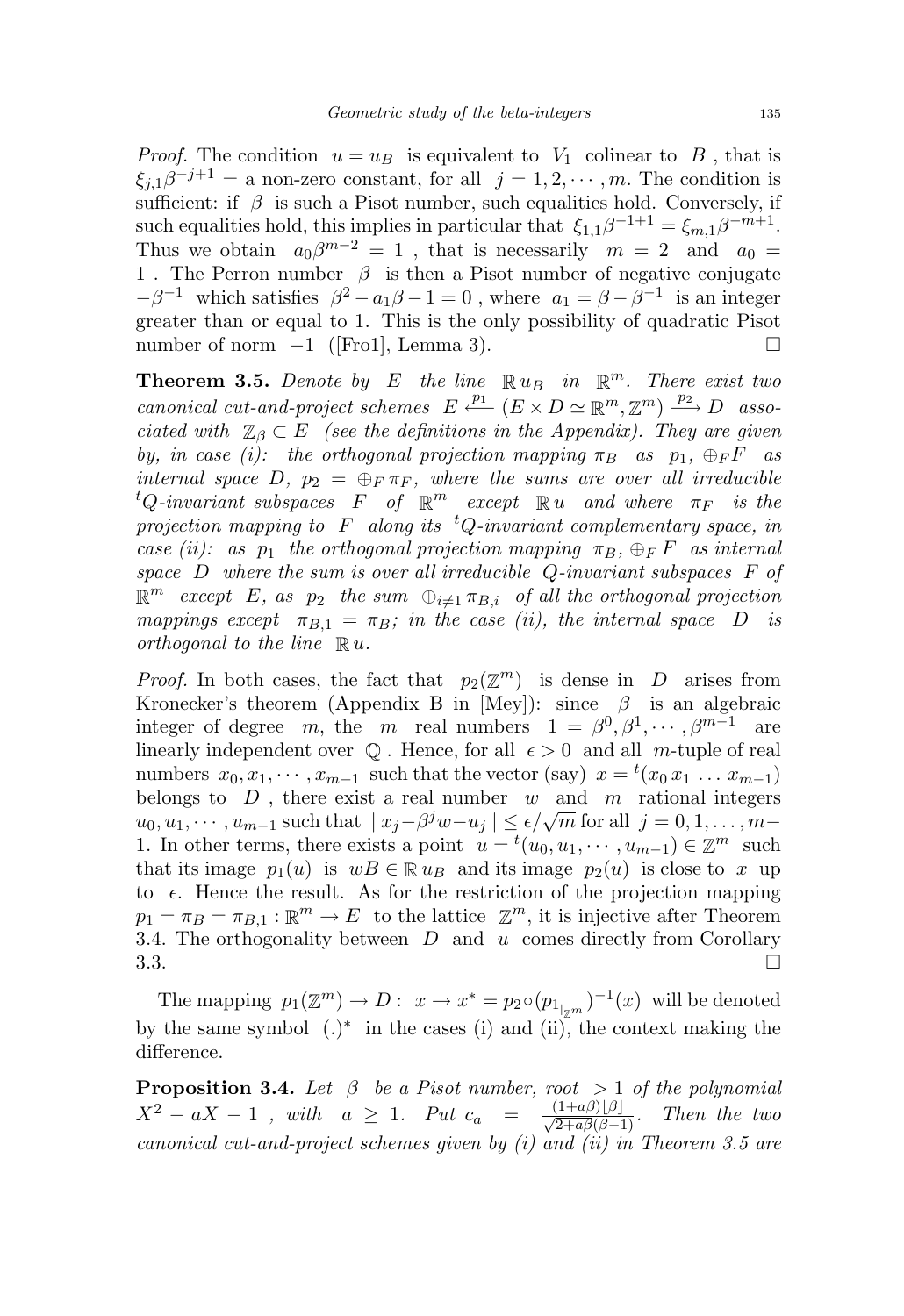*Proof.* The condition $u = u_B$ is equivalent to $V_1$ colinear to $B$ , that is $\xi_{j,1}\beta^{-j+1} =$ a non-zero constant, for all $j = 1, 2, \cdots, m$. The condition is sufficient: if $\beta$ is such a Pisot number, such equalities hold. Conversely, if such equalities hold, this implies in particular that $\xi_{1,1}\beta^{-1+1} = \xi_{m,1}\beta^{-m+1}$. Thus we obtain $a_0\beta^{m-2} = 1$ , that is necessarily $m = 2$ and $a_0 = 1$ . The Perron number $\beta$ is then a Pisot number of negative conjugate $-\beta^{-1}$ which satisfies $\beta^2 - a_1\beta - 1 = 0$ , where $a_1 = \beta - \beta^{-1}$ is an integer greater than or equal to 1. This is the only possibility of quadratic Pisot number of norm $-1$ ([Fro1], Lemma 3). □

**Theorem 3.5.** *Denote by $E$ the line $\mathbb{R}\, u_B$ in $\mathbb{R}^m$. There exist two canonical cut-and-project schemes $E \xleftarrow{p_1} (E \times D \simeq \mathbb{R}^m, \mathbb{Z}^m) \xrightarrow{p_2} D$ associated with $\mathbb{Z}_\beta \subset E$ (see the definitions in the Appendix). They are given by, in case (i): the orthogonal projection mapping $\pi_B$ as $p_1$, $\oplus_F F$ as internal space $D$, $p_2 = \oplus_F \pi_F$, where the sums are over all irreducible ${}^tQ$-invariant subspaces $F$ of $\mathbb{R}^m$ except $\mathbb{R}\, u$ and where $\pi_F$ is the projection mapping to $F$ along its ${}^tQ$-invariant complementary space, in case (ii): as $p_1$ the orthogonal projection mapping $\pi_B$, $\oplus_F F$ as internal space $D$ where the sum is over all irreducible $Q$-invariant subspaces $F$ of $\mathbb{R}^m$ except $E$, as $p_2$ the sum $\oplus_{i \neq 1} \pi_{B,i}$ of all the orthogonal projection mappings except $\pi_{B,1} = \pi_B$; in the case (ii), the internal space $D$ is orthogonal to the line $\mathbb{R}\, u$.*

*Proof.* In both cases, the fact that $p_2(\mathbb{Z}^m)$ is dense in $D$ arises from Kronecker's theorem (Appendix B in [Mey]): since $\beta$ is an algebraic integer of degree $m$, the $m$ real numbers $1 = \beta^0, \beta^1, \cdots, \beta^{m-1}$ are linearly independent over $\mathbb{Q}$ . Hence, for all $\epsilon > 0$ and all $m$-tuple of real numbers $x_0, x_1, \cdots, x_{m-1}$ such that the vector (say) $x = {}^t(x_0\, x_1\, \ldots\, x_{m-1})$ belongs to $D$ , there exist a real number $w$ and $m$ rational integers $u_0, u_1, \cdots, u_{m-1}$ such that $|\, x_j - \beta^j w - u_j \,| \leq \epsilon/\sqrt{m}$ for all $j = 0, 1, \ldots, m-1$. In other terms, there exists a point $u = {}^t(u_0, u_1, \cdots, u_{m-1}) \in \mathbb{Z}^m$ such that its image $p_1(u)$ is $wB \in \mathbb{R}\, u_B$ and its image $p_2(u)$ is close to $x$ up to $\epsilon$. Hence the result. As for the restriction of the projection mapping $p_1 = \pi_B = \pi_{B,1} : \mathbb{R}^m \to E$ to the lattice $\mathbb{Z}^m$, it is injective after Theorem 3.4. The orthogonality between $D$ and $u$ comes directly from Corollary 3.3. □

The mapping $p_1(\mathbb{Z}^m) \to D : \; x \to x^* = p_2 \circ (p_{1_{|\mathbb{Z}^m}})^{-1}(x)$ will be denoted by the same symbol $(.)^*$ in the cases (i) and (ii), the context making the difference.

**Proposition 3.4.** *Let $\beta$ be a Pisot number, root $> 1$ of the polynomial $X^2 - aX - 1$ , with $a \geq 1$. Put $c_a = \frac{(1+a\beta)\lfloor\beta\rfloor}{\sqrt{2+a\beta(\beta-1)}}$. Then the two canonical cut-and-project schemes given by (i) and (ii) in Theorem 3.5 are*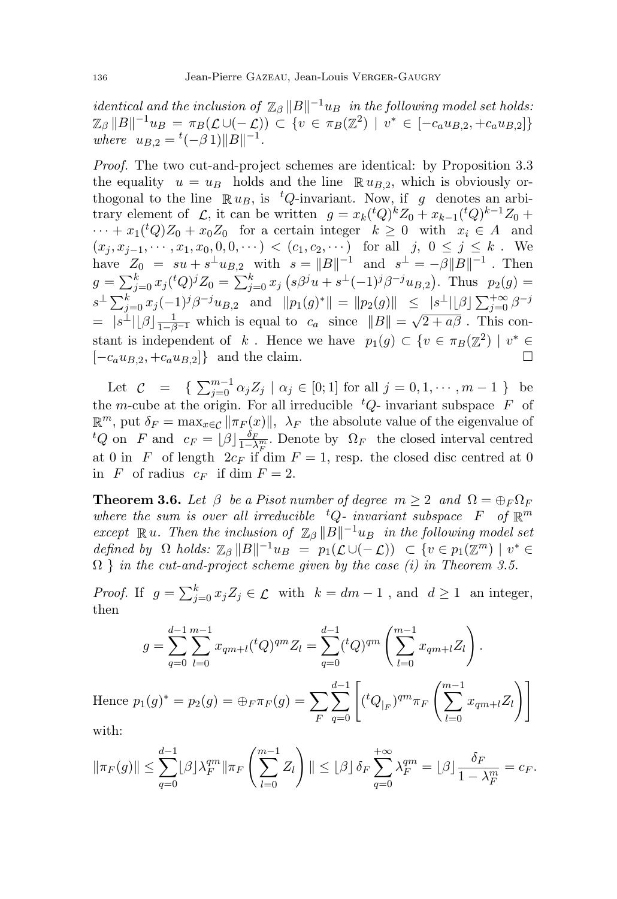*identical and the inclusion of* $\mathbb{Z}_\beta \, \|B\|^{-1} u_B$ *in the following model set holds:* $\mathbb{Z}_\beta \, \|B\|^{-1} u_B = \pi_B(\mathcal{L} \cup (-\mathcal{L})) \subset \{ v \in \pi_B(\mathbb{Z}^2) \mid v^* \in [-c_a u_{B,2}, +c_a u_{B,2}] \}$ *where* $u_{B,2} = {}^t(-\beta \, 1) \|B\|^{-1}$.

*Proof.* The two cut-and-project schemes are identical: by Proposition 3.3 the equality $u = u_B$ holds and the line $\mathbb{R}\, u_{B,2}$, which is obviously orthogonal to the line $\mathbb{R}\, u_B$, is ${}^tQ$-invariant. Now, if $g$ denotes an arbitrary element of $\mathcal{L}$, it can be written $g = x_k ({}^tQ)^k Z_0 + x_{k-1} ({}^tQ)^{k-1} Z_0 + \cdots + x_1 ({}^tQ) Z_0 + x_0 Z_0$ for a certain integer $k \geq 0$ with $x_i \in A$ and $(x_j, x_{j-1}, \cdots, x_1, x_0, 0, 0, \cdots) < (c_1, c_2, \cdots)$ for all $j$, $0 \leq j \leq k$. We have $Z_0 = s u + s^\perp u_{B,2}$ with $s = \|B\|^{-1}$ and $s^\perp = -\beta \|B\|^{-1}$. Then $g = \sum_{j=0}^{k} x_j ({}^tQ)^j Z_0 = \sum_{j=0}^{k} x_j \left( s \beta^j u + s^\perp (-1)^j \beta^{-j} u_{B,2} \right)$. Thus $p_2(g) = s^\perp \sum_{j=0}^{k} x_j (-1)^j \beta^{-j} u_{B,2}$ and $\|p_1(g)^*\| = \|p_2(g)\| \leq |s^\perp| \lfloor \beta \rfloor \sum_{j=0}^{+\infty} \beta^{-j} = |s^\perp| \lfloor \beta \rfloor \frac{1}{1-\beta^{-1}}$ which is equal to $c_a$ since $\|B\| = \sqrt{2 + a\beta}$. This constant is independent of $k$. Hence we have $p_1(g) \subset \{ v \in \pi_B(\mathbb{Z}^2) \mid v^* \in [-c_a u_{B,2}, +c_a u_{B,2}] \}$ and the claim. $\square$

Let $\mathcal{C} = \{ \sum_{j=0}^{m-1} \alpha_j Z_j \mid \alpha_j \in [0;1] \text{ for all } j = 0, 1, \cdots, m-1 \}$ be the $m$-cube at the origin. For all irreducible ${}^tQ$- invariant subspace $F$ of $\mathbb{R}^m$, put $\delta_F = \max_{x \in \mathcal{C}} \|\pi_F(x)\|$, $\lambda_F$ the absolute value of the eigenvalue of ${}^tQ$ on $F$ and $c_F = \lfloor \beta \rfloor \frac{\delta_F}{1 - \lambda_F^m}$. Denote by $\Omega_F$ the closed interval centred at 0 in $F$ of length $2 c_F$ if $\dim F = 1$, resp. the closed disc centred at 0 in $F$ of radius $c_F$ if $\dim F = 2$.

**Theorem 3.6.** *Let* $\beta$ *be a Pisot number of degree* $m \geq 2$ *and* $\Omega = \oplus_F \Omega_F$ *where the sum is over all irreducible* ${}^tQ$- *invariant subspace* $F$ *of* $\mathbb{R}^m$ *except* $\mathbb{R}\, u$. *Then the inclusion of* $\mathbb{Z}_\beta \, \|B\|^{-1} u_B$ *in the following model set defined by* $\Omega$ *holds:* $\mathbb{Z}_\beta \, \|B\|^{-1} u_B = p_1(\mathcal{L} \cup (-\mathcal{L})) \subset \{ v \in p_1(\mathbb{Z}^m) \mid v^* \in \Omega \}$ *in the cut-and-project scheme given by the case (i) in Theorem 3.5.*

*Proof.* If $g = \sum_{j=0}^{k} x_j Z_j \in \mathcal{L}$ with $k = dm - 1$, and $d \geq 1$ an integer, then

$$g = \sum_{q=0}^{d-1} \sum_{l=0}^{m-1} x_{qm+l} ({}^tQ)^{qm} Z_l = \sum_{q=0}^{d-1} ({}^tQ)^{qm} \left( \sum_{l=0}^{m-1} x_{qm+l} Z_l \right).$$

Hence $p_1(g)^* = p_2(g) = \oplus_F \pi_F(g) = \sum_F \sum_{q=0}^{d-1} \left[ ({}^tQ_{|_F})^{qm} \pi_F \left( \sum_{l=0}^{m-1} x_{qm+l} Z_l \right) \right]$

with:

$$\|\pi_F(g)\| \leq \sum_{q=0}^{d-1} \lfloor \beta \rfloor \lambda_F^{qm} \|\pi_F \left( \sum_{l=0}^{m-1} Z_l \right) \| \leq \lfloor \beta \rfloor \, \delta_F \sum_{q=0}^{+\infty} \lambda_F^{qm} = \lfloor \beta \rfloor \frac{\delta_F}{1 - \lambda_F^m} = c_F.$$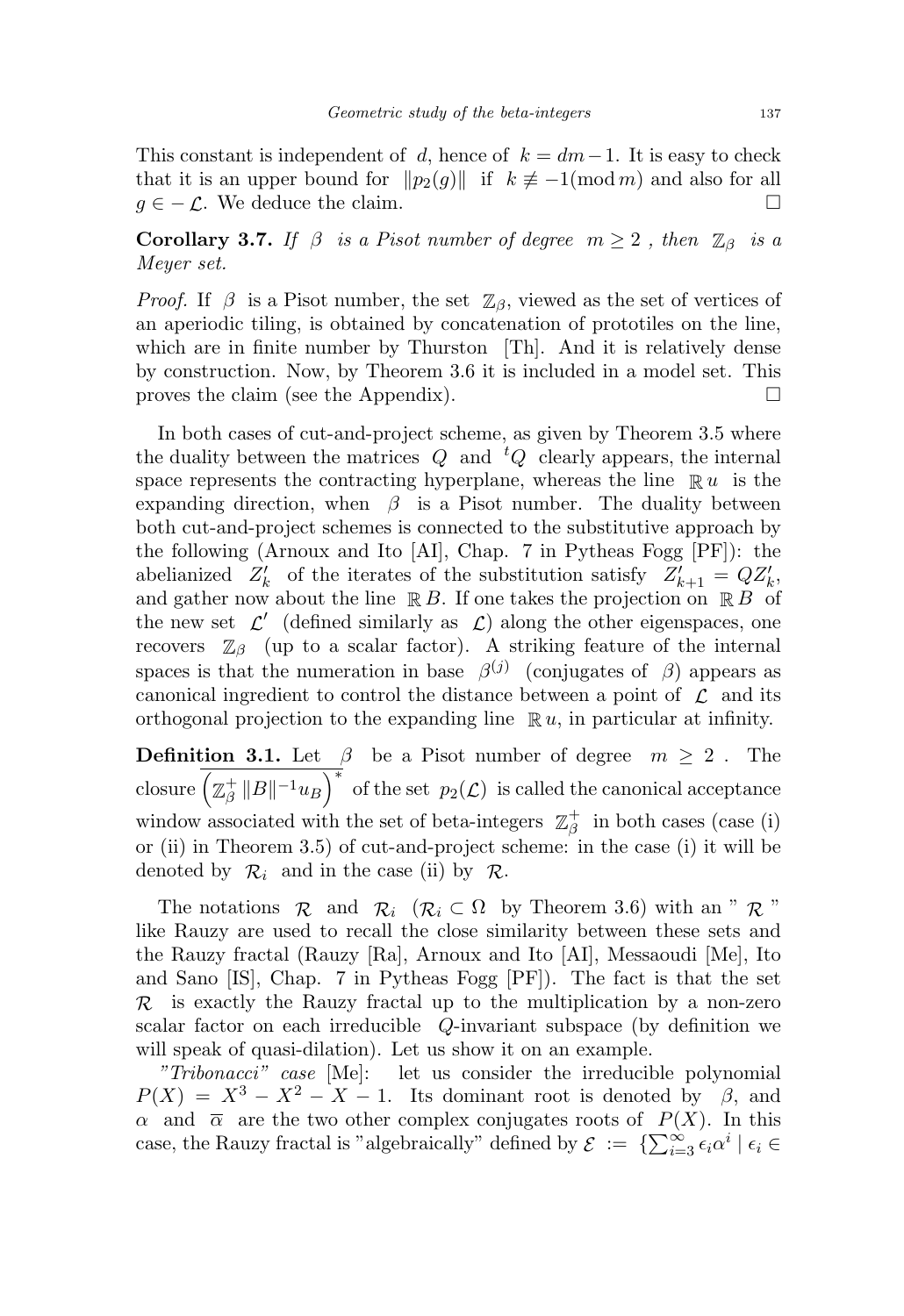This constant is independent of $d$, hence of $k = dm - 1$. It is easy to check that it is an upper bound for $\|p_2(g)\|$ if $k \not\equiv -1 (\mathrm{mod}\, m)$ and also for all $g \in -\mathcal{L}$. We deduce the claim. $\square$

**Corollary 3.7.** *If $\beta$ is a Pisot number of degree $m \geq 2$, then $\mathbb{Z}_\beta$ is a Meyer set.*

*Proof.* If $\beta$ is a Pisot number, the set $\mathbb{Z}_\beta$, viewed as the set of vertices of an aperiodic tiling, is obtained by concatenation of prototiles on the line, which are in finite number by Thurston [Th]. And it is relatively dense by construction. Now, by Theorem 3.6 it is included in a model set. This proves the claim (see the Appendix). $\square$

In both cases of cut-and-project scheme, as given by Theorem 3.5 where the duality between the matrices $Q$ and ${}^tQ$ clearly appears, the internal space represents the contracting hyperplane, whereas the line $\mathbb{R}\, u$ is the expanding direction, when $\beta$ is a Pisot number. The duality between both cut-and-project schemes is connected to the substitutive approach by the following (Arnoux and Ito [AI], Chap. 7 in Pytheas Fogg [PF]): the abelianized $Z'_k$ of the iterates of the substitution satisfy $Z'_{k+1} = QZ'_k$, and gather now about the line $\mathbb{R}\, B$. If one takes the projection on $\mathbb{R}\, B$ of the new set $\mathcal{L}'$ (defined similarly as $\mathcal{L}$) along the other eigenspaces, one recovers $\mathbb{Z}_\beta$ (up to a scalar factor). A striking feature of the internal spaces is that the numeration in base $\beta^{(j)}$ (conjugates of $\beta$) appears as canonical ingredient to control the distance between a point of $\mathcal{L}$ and its orthogonal projection to the expanding line $\mathbb{R}\, u$, in particular at infinity.

**Definition 3.1.** Let $\beta$ be a Pisot number of degree $m \geq 2$. The closure $\overline{\left(\mathbb{Z}_\beta^+ \|B\|^{-1} u_B\right)^*}$ of the set $p_2(\mathcal{L})$ is called the canonical acceptance window associated with the set of beta-integers $\mathbb{Z}_\beta^+$ in both cases (case (i) or (ii) in Theorem 3.5) of cut-and-project scheme: in the case (i) it will be denoted by $\mathcal{R}_i$ and in the case (ii) by $\mathcal{R}$.

The notations $\mathcal{R}$ and $\mathcal{R}_i$ ($\mathcal{R}_i \subset \Omega$ by Theorem 3.6) with an " $\mathcal{R}$ " like Rauzy are used to recall the close similarity between these sets and the Rauzy fractal (Rauzy [Ra], Arnoux and Ito [AI], Messaoudi [Me], Ito and Sano [IS], Chap. 7 in Pytheas Fogg [PF]). The fact is that the set $\mathcal{R}$ is exactly the Rauzy fractal up to the multiplication by a non-zero scalar factor on each irreducible $Q$-invariant subspace (by definition we will speak of quasi-dilation). Let us show it on an example.

*"Tribonacci" case* [Me]: let us consider the irreducible polynomial $P(X) = X^3 - X^2 - X - 1$. Its dominant root is denoted by $\beta$, and $\alpha$ and $\overline{\alpha}$ are the two other complex conjugates roots of $P(X)$. In this case, the Rauzy fractal is "algebraically" defined by $\mathcal{E} := \{\sum_{i=3}^{\infty} \epsilon_i \alpha^i \mid \epsilon_i \in$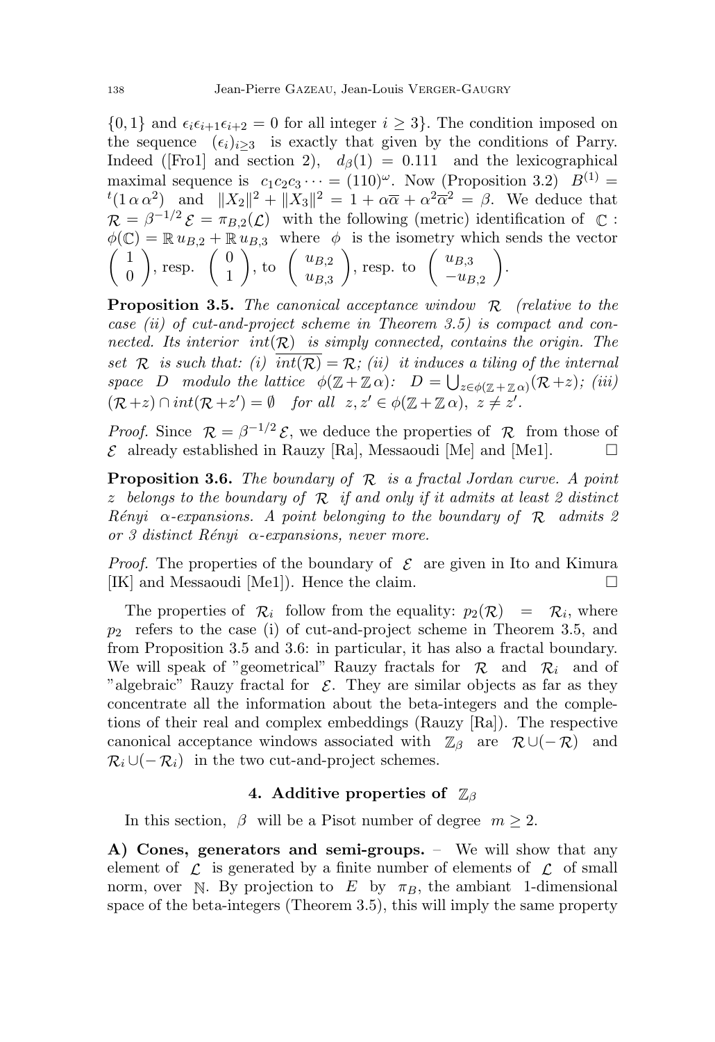$\{0,1\}$ and $\epsilon_i \epsilon_{i+1} \epsilon_{i+2} = 0$ for all integer $i \geq 3\}$. The condition imposed on the sequence $(\epsilon_i)_{i\geq 3}$ is exactly that given by the conditions of Parry. Indeed ([Fro1] and section 2), $d_\beta(1) = 0.111$ and the lexicographical maximal sequence is $c_1 c_2 c_3 \cdots = (110)^\omega$. Now (Proposition 3.2) $B^{(1)} = {}^t(1\, \alpha\, \alpha^2)$ and $\|X_2\|^2 + \|X_3\|^2 = 1 + \alpha\overline{\alpha} + \alpha^2\overline{\alpha}^2 = \beta$. We deduce that $\mathcal{R} = \beta^{-1/2}\,\mathcal{E} = \pi_{B,2}(\mathcal{L})$ with the following (metric) identification of $\mathbb{C}$ : $\phi(\mathbb{C}) = \mathbb{R}\, u_{B,2} + \mathbb{R}\, u_{B,3}$ where $\phi$ is the isometry which sends the vector $\begin{pmatrix} 1 \\ 0 \end{pmatrix}$, resp. $\begin{pmatrix} 0 \\ 1 \end{pmatrix}$, to $\begin{pmatrix} u_{B,2} \\ u_{B,3} \end{pmatrix}$, resp. to $\begin{pmatrix} u_{B,3} \\ -u_{B,2} \end{pmatrix}$.

**Proposition 3.5.** *The canonical acceptance window $\mathcal{R}$ (relative to the case (ii) of cut-and-project scheme in Theorem 3.5) is compact and connected. Its interior $int(\mathcal{R})$ is simply connected, contains the origin. The set $\mathcal{R}$ is such that: (i) $\overline{int(\mathcal{R})} = \mathcal{R}$; (ii) it induces a tiling of the internal space $D$ modulo the lattice $\phi(\mathbb{Z} + \mathbb{Z}\,\alpha)$: $D = \bigcup_{z\in\phi(\mathbb{Z}+\mathbb{Z}\,\alpha)}(\mathcal{R}+z)$; (iii) $(\mathcal{R}+z) \cap int(\mathcal{R}+z') = \emptyset$ for all $z, z' \in \phi(\mathbb{Z}+\mathbb{Z}\,\alpha)$, $z \neq z'$.*

*Proof.* Since $\mathcal{R} = \beta^{-1/2}\,\mathcal{E}$, we deduce the properties of $\mathcal{R}$ from those of $\mathcal{E}$ already established in Rauzy [Ra], Messaoudi [Me] and [Me1]. □

**Proposition 3.6.** *The boundary of $\mathcal{R}$ is a fractal Jordan curve. A point $z$ belongs to the boundary of $\mathcal{R}$ if and only if it admits at least 2 distinct Rényi $\alpha$-expansions. A point belonging to the boundary of $\mathcal{R}$ admits 2 or 3 distinct Rényi $\alpha$-expansions, never more.*

*Proof.* The properties of the boundary of $\mathcal{E}$ are given in Ito and Kimura [IK] and Messaoudi [Me1]). Hence the claim. □

The properties of $\mathcal{R}_i$ follow from the equality: $p_2(\mathcal{R}) = \mathcal{R}_i$, where $p_2$ refers to the case (i) of cut-and-project scheme in Theorem 3.5, and from Proposition 3.5 and 3.6: in particular, it has also a fractal boundary. We will speak of "geometrical" Rauzy fractals for $\mathcal{R}$ and $\mathcal{R}_i$ and of "algebraic" Rauzy fractal for $\mathcal{E}$. They are similar objects as far as they concentrate all the information about the beta-integers and the completions of their real and complex embeddings (Rauzy [Ra]). The respective canonical acceptance windows associated with $\mathbb{Z}_\beta$ are $\mathcal{R} \cup (-\mathcal{R})$ and $\mathcal{R}_i \cup (-\mathcal{R}_i)$ in the two cut-and-project schemes.

## 4. Additive properties of $\mathbb{Z}_\beta$

In this section, $\beta$ will be a Pisot number of degree $m \geq 2$.

**A) Cones, generators and semi-groups.** – We will show that any element of $\mathcal{L}$ is generated by a finite number of elements of $\mathcal{L}$ of small norm, over $\mathbb{N}$. By projection to $E$ by $\pi_B$, the ambiant 1-dimensional space of the beta-integers (Theorem 3.5), this will imply the same property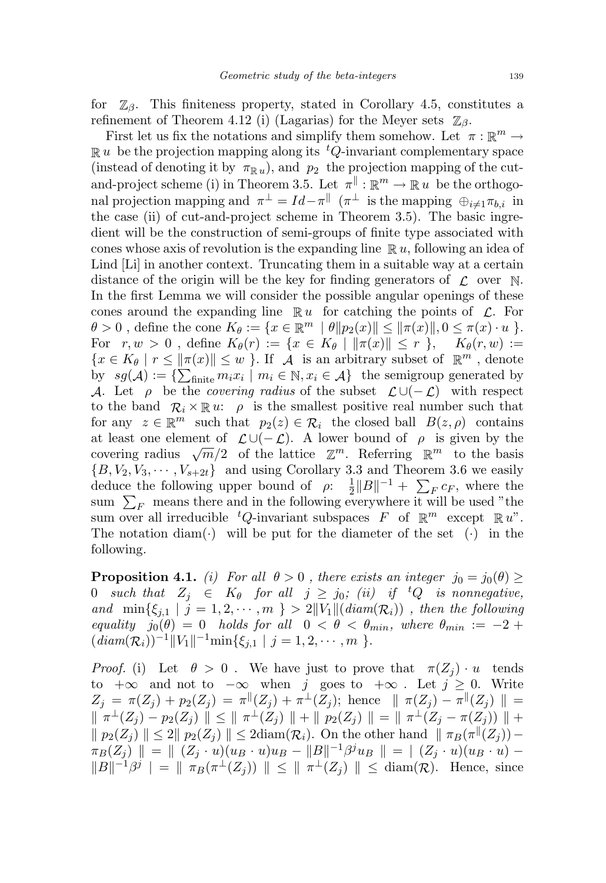for $\mathbb{Z}_\beta$. This finiteness property, stated in Corollary 4.5, constitutes a refinement of Theorem 4.12 (i) (Lagarias) for the Meyer sets $\mathbb{Z}_\beta$.

First let us fix the notations and simplify them somehow. Let $\pi : \mathbb{R}^m \to \mathbb{R}\, u$ be the projection mapping along its ${}^tQ$-invariant complementary space (instead of denoting it by $\pi_{\mathbb{R}\, u}$), and $p_2$ the projection mapping of the cut-and-project scheme (i) in Theorem 3.5. Let $\pi^{\|} : \mathbb{R}^m \to \mathbb{R}\, u$ be the orthogonal projection mapping and $\pi^{\perp} = Id - \pi^{\|}$ ($\pi^{\perp}$ is the mapping $\oplus_{i \neq 1} \pi_{b,i}$ in the case (ii) of cut-and-project scheme in Theorem 3.5). The basic ingredient will be the construction of semi-groups of finite type associated with cones whose axis of revolution is the expanding line $\mathbb{R}\, u$, following an idea of Lind [Li] in another context. Truncating them in a suitable way at a certain distance of the origin will be the key for finding generators of $\mathcal{L}$ over $\mathbb{N}$. In the first Lemma we will consider the possible angular openings of these cones around the expanding line $\mathbb{R}\, u$ for catching the points of $\mathcal{L}$. For $\theta > 0$, define the cone $K_\theta := \{x \in \mathbb{R}^m \mid \theta \|p_2(x)\| \leq \|\pi(x)\|, 0 \leq \pi(x) \cdot u\}$. For $r, w > 0$, define $K_\theta(r) := \{x \in K_\theta \mid \|\pi(x)\| \leq r\}$, $K_\theta(r, w) := \{x \in K_\theta \mid r \leq \|\pi(x)\| \leq w\}$. If $\mathcal{A}$ is an arbitrary subset of $\mathbb{R}^m$, denote by $sg(\mathcal{A}) := \{\sum_{\text{finite}} m_i x_i \mid m_i \in \mathbb{N}, x_i \in \mathcal{A}\}$ the semigroup generated by $\mathcal{A}$. Let $\rho$ be the *covering radius* of the subset $\mathcal{L} \cup (-\mathcal{L})$ with respect to the band $\mathcal{R}_i \times \mathbb{R}\, u$: $\rho$ is the smallest positive real number such that for any $z \in \mathbb{R}^m$ such that $p_2(z) \in \mathcal{R}_i$ the closed ball $B(z, \rho)$ contains at least one element of $\mathcal{L} \cup (-\mathcal{L})$. A lower bound of $\rho$ is given by the covering radius $\sqrt{m}/2$ of the lattice $\mathbb{Z}^m$. Referring $\mathbb{R}^m$ to the basis $\{B, V_2, V_3, \cdots, V_{s+2t}\}$ and using Corollary 3.3 and Theorem 3.6 we easily deduce the following upper bound of $\rho$: $\frac{1}{2}\|B\|^{-1} + \sum_F c_F$, where the sum $\sum_F$ means there and in the following everywhere it will be used "the sum over all irreducible ${}^tQ$-invariant subspaces $F$ of $\mathbb{R}^m$ except $\mathbb{R}\, u$". The notation diam$(\cdot)$ will be put for the diameter of the set $(\cdot)$ in the following.

**Proposition 4.1.** *(i) For all $\theta > 0$, there exists an integer $j_0 = j_0(\theta) \geq 0$ such that $Z_j \in K_\theta$ for all $j \geq j_0$; (ii) if ${}^tQ$ is nonnegative, and $\min\{\xi_{j,1} \mid j = 1, 2, \cdots, m\} > 2\|V_1\|(diam(\mathcal{R}_i))$, then the following equality $j_0(\theta) = 0$ holds for all $0 < \theta < \theta_{min}$, where $\theta_{min} := -2 + (diam(\mathcal{R}_i))^{-1}\|V_1\|^{-1}\min\{\xi_{j,1} \mid j = 1, 2, \cdots, m\}$.*

*Proof.* (i) Let $\theta > 0$. We have just to prove that $\pi(Z_j) \cdot u$ tends to $+\infty$ and not to $-\infty$ when $j$ goes to $+\infty$. Let $j \geq 0$. Write $Z_j = \pi(Z_j) + p_2(Z_j) = \pi^{\|}(Z_j) + \pi^{\perp}(Z_j)$; hence $\| \pi(Z_j) - \pi^{\|}(Z_j) \| = \| \pi^{\perp}(Z_j) - p_2(Z_j) \| \leq \| \pi^{\perp}(Z_j) \| + \| p_2(Z_j) \| = \| \pi^{\perp}(Z_j - \pi(Z_j)) \| + \| p_2(Z_j) \| \leq 2\| p_2(Z_j) \| \leq 2\text{diam}(\mathcal{R}_i)$. On the other hand $\| \pi_B(\pi^{\|}(Z_j)) - \pi_B(Z_j) \| = \| (Z_j \cdot u)(u_B \cdot u)u_B - \|B\|^{-1}\beta^j u_B \| = | (Z_j \cdot u)(u_B \cdot u) - \|B\|^{-1}\beta^j | = \| \pi_B(\pi^{\perp}(Z_j)) \| \leq \| \pi^{\perp}(Z_j) \| \leq \text{diam}(\mathcal{R})$. Hence, since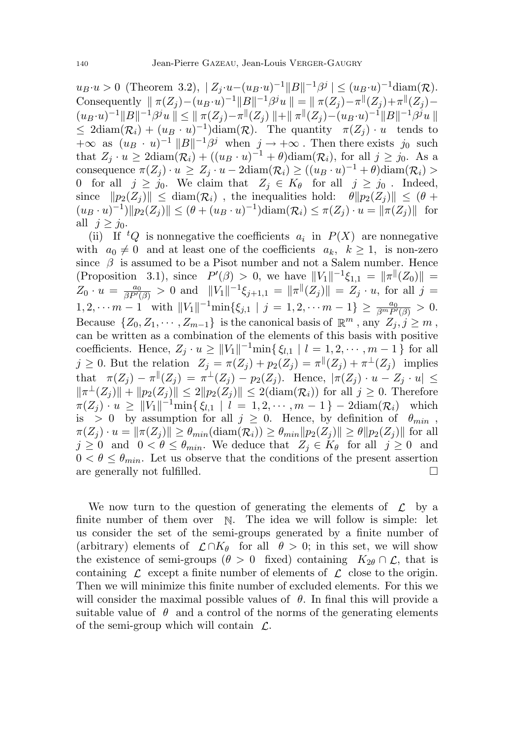$u_B \cdot u > 0$ (Theorem 3.2), $| \, Z_j \cdot u - (u_B \cdot u)^{-1} \|B\|^{-1} \beta^j \, | \leq (u_B \cdot u)^{-1} \mathrm{diam}(\mathcal{R})$. Consequently $\| \, \pi(Z_j) - (u_B \cdot u)^{-1} \|B\|^{-1} \beta^j u \, \| = \| \, \pi(Z_j) - \pi^{\|}(Z_j) + \pi^{\|}(Z_j) - (u_B \cdot u)^{-1} \|B\|^{-1} \beta^j u \, \| \leq \| \, \pi(Z_j) - \pi^{\|}(Z_j) \, \| + \| \, \pi^{\|}(Z_j) - (u_B \cdot u)^{-1} \|B\|^{-1} \beta^j u \, \| \leq 2\mathrm{diam}(\mathcal{R}_i) + (u_B \cdot u)^{-1})\mathrm{diam}(\mathcal{R})$. The quantity $\pi(Z_j) \cdot u$ tends to $+\infty$ as $(u_B \cdot u)^{-1} \, \|B\|^{-1} \beta^j$ when $j \to +\infty$. Then there exists $j_0$ such that $Z_j \cdot u \geq 2\mathrm{diam}(\mathcal{R}_i) + ((u_B \cdot u)^{-1} + \theta)\mathrm{diam}(\mathcal{R}_i)$, for all $j \geq j_0$. As a consequence $\pi(Z_j) \cdot u \geq Z_j \cdot u - 2\mathrm{diam}(\mathcal{R}_i) \geq ((u_B \cdot u)^{-1} + \theta)\mathrm{diam}(\mathcal{R}_i) > 0$ for all $j \geq j_0$. We claim that $Z_j \in K_\theta$ for all $j \geq j_0$. Indeed, since $\|p_2(Z_j)\| \leq \mathrm{diam}(\mathcal{R}_i)$, the inequalities hold: $\theta \|p_2(Z_j)\| \leq (\theta + (u_B \cdot u)^{-1})\|p_2(Z_j)\| \leq (\theta + (u_B \cdot u)^{-1})\mathrm{diam}(\mathcal{R}_i) \leq \pi(Z_j) \cdot u = \|\pi(Z_j)\|$ for all $j \geq j_0$.

(ii) If ${}^tQ$ is nonnegative the coefficients $a_i$ in $P(X)$ are nonnegative with $a_0 \neq 0$ and at least one of the coefficients $a_k$, $k \geq 1$, is non-zero since $\beta$ is assumed to be a Pisot number and not a Salem number. Hence (Proposition 3.1), since $P'(\beta) > 0$, we have $\|V_1\|^{-1} \xi_{1,1} = \|\pi^{\|}(Z_0)\| = Z_0 \cdot u = \frac{a_0}{\beta P'(\beta)} > 0$ and $\|V_1\|^{-1} \xi_{j+1,1} = \|\pi^{\|}(Z_j)\| = Z_j \cdot u$, for all $j = 1, 2, \cdots m-1$ with $\|V_1\|^{-1} \mathrm{min}\{\xi_{j,1} \mid j = 1, 2, \cdots m-1\} \geq \frac{a_0}{\beta^m P'(\beta)} > 0$. Because $\{Z_0, Z_1, \cdots, Z_{m-1}\}$ is the canonical basis of $\mathbb{R}^m$, any $Z_j, j \geq m$, can be written as a combination of the elements of this basis with positive coefficients. Hence, $Z_j \cdot u \geq \|V_1\|^{-1} \mathrm{min}\{\, \xi_{l,1} \mid l = 1, 2, \cdots, m-1 \,\}$ for all $j \geq 0$. But the relation $Z_j = \pi(Z_j) + p_2(Z_j) = \pi^{\|}(Z_j) + \pi^{\perp}(Z_j)$ implies that $\pi(Z_j) - \pi^{\|}(Z_j) = \pi^{\perp}(Z_j) - p_2(Z_j)$. Hence, $|\pi(Z_j) \cdot u - Z_j \cdot u| \leq \|\pi^{\perp}(Z_j)\| + \|p_2(Z_j)\| \leq 2\|p_2(Z_j)\| \leq 2(\mathrm{diam}(\mathcal{R}_i))$ for all $j \geq 0$. Therefore $\pi(Z_j) \cdot u \geq \|V_1\|^{-1} \mathrm{min}\{\, \xi_{l,1} \mid l = 1, 2, \cdots, m-1 \,\} - 2\mathrm{diam}(\mathcal{R}_i)$ which is $> 0$ by assumption for all $j \geq 0$. Hence, by definition of $\theta_{min}$, $\pi(Z_j) \cdot u = \|\pi(Z_j)\| \geq \theta_{min}(\mathrm{diam}(\mathcal{R}_i)) \geq \theta_{min} \|p_2(Z_j)\| \geq \theta \|p_2(Z_j)\|$ for all $j \geq 0$ and $0 < \theta \leq \theta_{min}$. We deduce that $Z_j \in K_\theta$ for all $j \geq 0$ and $0 < \theta \leq \theta_{min}$. Let us observe that the conditions of the present assertion are generally not fulfilled. $\square$

We now turn to the question of generating the elements of $\mathcal{L}$ by a finite number of them over $\mathbb{N}$. The idea we will follow is simple: let us consider the set of the semi-groups generated by a finite number of (arbitrary) elements of $\mathcal{L} \cap K_\theta$ for all $\theta > 0$; in this set, we will show the existence of semi-groups ($\theta > 0$ fixed) containing $K_{2\theta} \cap \mathcal{L}$, that is containing $\mathcal{L}$ except a finite number of elements of $\mathcal{L}$ close to the origin. Then we will minimize this finite number of excluded elements. For this we will consider the maximal possible values of $\theta$. In final this will provide a suitable value of $\theta$ and a control of the norms of the generating elements of the semi-group which will contain $\mathcal{L}$.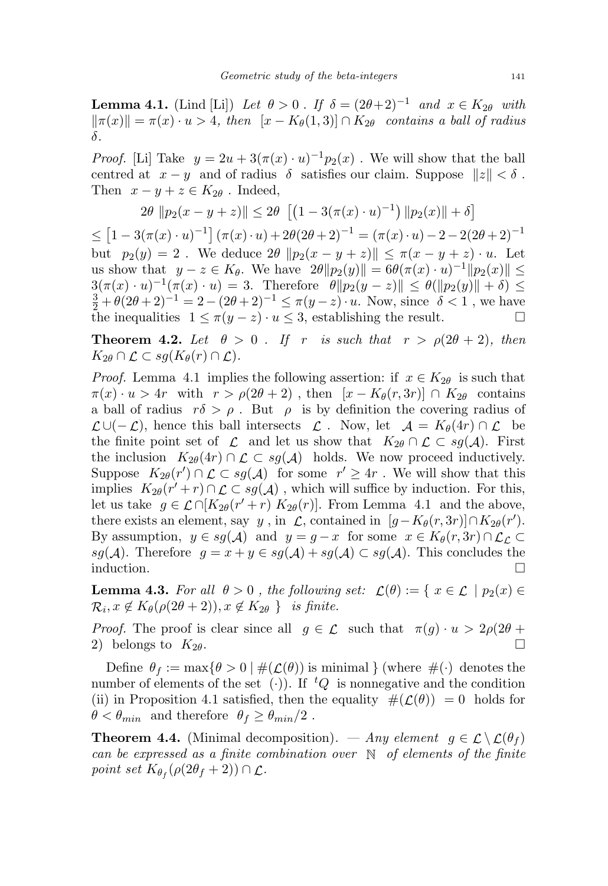**Lemma 4.1.** (Lind [Li]) *Let* $\theta > 0$ *. If* $\delta = (2\theta+2)^{-1}$ *and* $x \in K_{2\theta}$ *with* $\|\pi(x)\| = \pi(x) \cdot u > 4$*, then* $[x - K_\theta(1,3)] \cap K_{2\theta}$ *contains a ball of radius* $\delta$*.*

*Proof.* [Li] Take $y = 2u + 3(\pi(x) \cdot u)^{-1} p_2(x)$ . We will show that the ball centred at $x - y$ and of radius $\delta$ satisfies our claim. Suppose $\|z\| < \delta$ . Then $x - y + z \in K_{2\theta}$ . Indeed,

$$2\theta \; \|p_2(x - y + z)\| \leq 2\theta \; \left[\left(1 - 3(\pi(x) \cdot u)^{-1}\right) \|p_2(x)\| + \delta\right]$$

$\leq \left[1 - 3(\pi(x) \cdot u)^{-1}\right] (\pi(x) \cdot u) + 2\theta(2\theta+2)^{-1} = (\pi(x) \cdot u) - 2 - 2(2\theta+2)^{-1}$ but $p_2(y) = 2$ . We deduce $2\theta \; \|p_2(x - y + z)\| \leq \pi(x - y + z) \cdot u$. Let us show that $y - z \in K_\theta$. We have $2\theta\|p_2(y)\| = 6\theta(\pi(x) \cdot u)^{-1}\|p_2(x)\| \leq 3(\pi(x) \cdot u)^{-1}(\pi(x) \cdot u) = 3$. Therefore $\theta\|p_2(y - z)\| \leq \theta(\|p_2(y)\| + \delta) \leq \frac{3}{2} + \theta(2\theta+2)^{-1} = 2 - (2\theta+2)^{-1} \leq \pi(y - z) \cdot u$. Now, since $\delta < 1$ , we have the inequalities $1 \leq \pi(y - z) \cdot u \leq 3$, establishing the result. $\square$

**Theorem 4.2.** *Let* $\theta > 0$ *. If* $r$ *is such that* $r > \rho(2\theta + 2)$*, then* $K_{2\theta} \cap \mathcal{L} \subset sg(K_\theta(r) \cap \mathcal{L})$*.*

*Proof.* Lemma 4.1 implies the following assertion: if $x \in K_{2\theta}$ is such that $\pi(x) \cdot u > 4r$ with $r > \rho(2\theta + 2)$ , then $[x - K_\theta(r, 3r)] \cap K_{2\theta}$ contains a ball of radius $r\delta > \rho$ . But $\rho$ is by definition the covering radius of $\mathcal{L} \cup (-\mathcal{L})$, hence this ball intersects $\mathcal{L}$ . Now, let $\mathcal{A} = K_\theta(4r) \cap \mathcal{L}$ be the finite point set of $\mathcal{L}$ and let us show that $K_{2\theta} \cap \mathcal{L} \subset sg(\mathcal{A})$. First the inclusion $K_{2\theta}(4r) \cap \mathcal{L} \subset sg(\mathcal{A})$ holds. We now proceed inductively. Suppose $K_{2\theta}(r') \cap \mathcal{L} \subset sg(\mathcal{A})$ for some $r' \geq 4r$ . We will show that this implies $K_{2\theta}(r' + r) \cap \mathcal{L} \subset sg(\mathcal{A})$ , which will suffice by induction. For this, let us take $g \in \mathcal{L} \cap [K_{2\theta}(r' + r) \; K_{2\theta}(r)]$. From Lemma 4.1 and the above, there exists an element, say $y$ , in $\mathcal{L}$, contained in $[g - K_\theta(r, 3r)] \cap K_{2\theta}(r')$. By assumption, $y \in sg(\mathcal{A})$ and $y = g - x$ for some $x \in K_\theta(r, 3r) \cap \mathcal{L}_\mathcal{L} \subset sg(\mathcal{A})$. Therefore $g = x + y \in sg(\mathcal{A}) + sg(\mathcal{A}) \subset sg(\mathcal{A})$. This concludes the induction. $\square$

**Lemma 4.3.** *For all* $\theta > 0$ *, the following set:* $\mathcal{L}(\theta) := \{ \; x \in \mathcal{L} \mid p_2(x) \in \mathcal{R}_i, x \notin K_\theta(\rho(2\theta + 2)), x \notin K_{2\theta} \; \}$ *is finite.*

*Proof.* The proof is clear since all $g \in \mathcal{L}$ such that $\pi(g) \cdot u > 2\rho(2\theta + 2)$ belongs to $K_{2\theta}$. $\square$

Define $\theta_f := \max\{\theta > 0 \mid \#(\mathcal{L}(\theta)) \text{ is minimal }\}$ (where $\#(\cdot)$ denotes the number of elements of the set $(\cdot)$). If ${}^tQ$ is nonnegative and the condition (ii) in Proposition 4.1 satisfied, then the equality $\#(\mathcal{L}(\theta)) = 0$ holds for $\theta < \theta_{min}$ and therefore $\theta_f \geq \theta_{min}/2$ .

**Theorem 4.4.** (Minimal decomposition). — *Any element* $g \in \mathcal{L} \setminus \mathcal{L}(\theta_f)$ *can be expressed as a finite combination over* $\mathbb{N}$ *of elements of the finite point set* $K_{\theta_f}(\rho(2\theta_f + 2)) \cap \mathcal{L}$*.*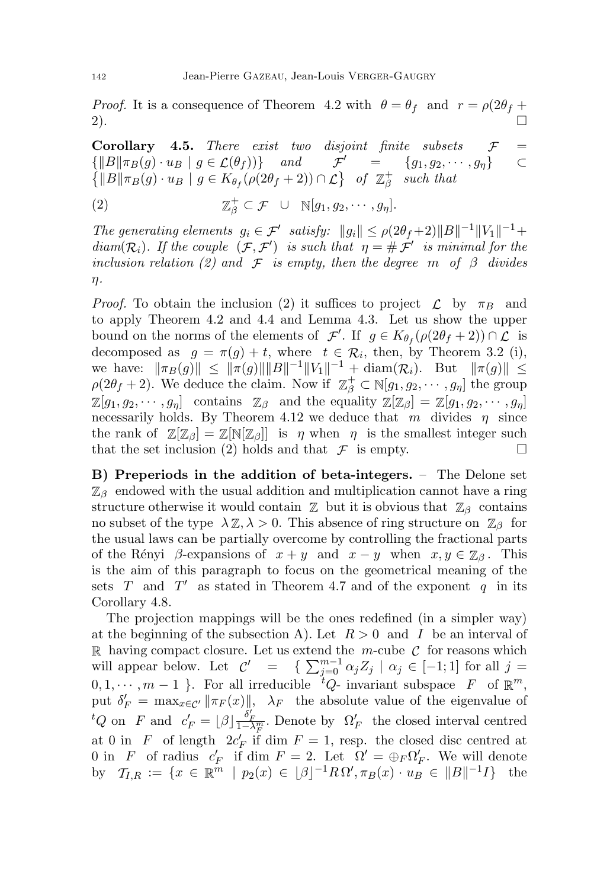*Proof.* It is a consequence of Theorem 4.2 with $\theta = \theta_f$ and $r = \rho(2\theta_f + 2)$. $\square$

**Corollary 4.5.** *There exist two disjoint finite subsets* $\mathcal{F} = \{\|B\|\pi_B(g)\cdot u_B \mid g \in \mathcal{L}(\theta_f))\}$ *and* $\mathcal{F}' = \{g_1, g_2, \cdots, g_\eta\} \subset \{\|B\|\pi_B(g)\cdot u_B \mid g \in K_{\theta_f}(\rho(2\theta_f+2)) \cap \mathcal{L}\}$ *of* $\mathbb{Z}_\beta^+$ *such that*

$$\mathbb{Z}_\beta^+ \subset \mathcal{F} \ \cup \ \mathbb{N}[g_1, g_2, \cdots, g_\eta]. \tag{2}$$

*The generating elements* $g_i \in \mathcal{F}'$ *satisfy:* $\|g_i\| \leq \rho(2\theta_f+2)\|B\|^{-1}\|V_1\|^{-1} + diam(\mathcal{R}_i)$. *If the couple* $(\mathcal{F}, \mathcal{F}')$ *is such that* $\eta = \#\mathcal{F}'$ *is minimal for the inclusion relation (2) and* $\mathcal{F}$ *is empty, then the degree* $m$ *of* $\beta$ *divides* $\eta$.

*Proof.* To obtain the inclusion (2) it suffices to project $\mathcal{L}$ by $\pi_B$ and to apply Theorem 4.2 and 4.4 and Lemma 4.3. Let us show the upper bound on the norms of the elements of $\mathcal{F}'$. If $g \in K_{\theta_f}(\rho(2\theta_f+2)) \cap \mathcal{L}$ is decomposed as $g = \pi(g) + t$, where $t \in \mathcal{R}_i$, then, by Theorem 3.2 (i), we have: $\|\pi_B(g)\| \leq \|\pi(g)\|\|B\|^{-1}\|V_1\|^{-1} + \mathrm{diam}(\mathcal{R}_i)$. But $\|\pi(g)\| \leq \rho(2\theta_f+2)$. We deduce the claim. Now if $\mathbb{Z}_\beta^+ \subset \mathbb{N}[g_1, g_2, \cdots, g_\eta]$ the group $\mathbb{Z}[g_1, g_2, \cdots, g_\eta]$ contains $\mathbb{Z}_\beta$ and the equality $\mathbb{Z}[\mathbb{Z}_\beta] = \mathbb{Z}[g_1, g_2, \cdots, g_\eta]$ necessarily holds. By Theorem 4.12 we deduce that $m$ divides $\eta$ since the rank of $\mathbb{Z}[\mathbb{Z}_\beta] = \mathbb{Z}[\mathbb{N}[\mathbb{Z}_\beta]]$ is $\eta$ when $\eta$ is the smallest integer such that the set inclusion (2) holds and that $\mathcal{F}$ is empty. $\square$

**B) Preperiods in the addition of beta-integers.** – The Delone set $\mathbb{Z}_\beta$ endowed with the usual addition and multiplication cannot have a ring structure otherwise it would contain $\mathbb{Z}$ but it is obvious that $\mathbb{Z}_\beta$ contains no subset of the type $\lambda\mathbb{Z}, \lambda > 0$. This absence of ring structure on $\mathbb{Z}_\beta$ for the usual laws can be partially overcome by controlling the fractional parts of the Rényi $\beta$-expansions of $x + y$ and $x - y$ when $x, y \in \mathbb{Z}_\beta$. This is the aim of this paragraph to focus on the geometrical meaning of the sets $T$ and $T'$ as stated in Theorem 4.7 and of the exponent $q$ in its Corollary 4.8.

The projection mappings will be the ones redefined (in a simpler way) at the beginning of the subsection A). Let $R > 0$ and $I$ be an interval of $\mathbb{R}$ having compact closure. Let us extend the $m$-cube $\mathcal{C}$ for reasons which will appear below. Let $\mathcal{C}' = \{\sum_{j=0}^{m-1} \alpha_j Z_j \mid \alpha_j \in [-1;1] \text{ for all } j = 0, 1, \cdots, m-1\}$. For all irreducible ${}^tQ$- invariant subspace $F$ of $\mathbb{R}^m$, put $\delta'_F = \max_{x\in\mathcal{C}'} \|\pi_F(x)\|$, $\lambda_F$ the absolute value of the eigenvalue of ${}^tQ$ on $F$ and $c'_F = \lfloor\beta\rfloor \frac{\delta'_F}{1-\lambda_F^m}$. Denote by $\Omega'_F$ the closed interval centred at 0 in $F$ of length $2c'_F$ if dim $F = 1$, resp. the closed disc centred at 0 in $F$ of radius $c'_F$ if dim $F = 2$. Let $\Omega' = \oplus_F \Omega'_F$. We will denote by $\mathcal{T}_{I,R} := \{x \in \mathbb{R}^m \mid p_2(x) \in \lfloor\beta\rfloor^{-1} R\,\Omega', \pi_B(x)\cdot u_B \in \|B\|^{-1} I\}$ the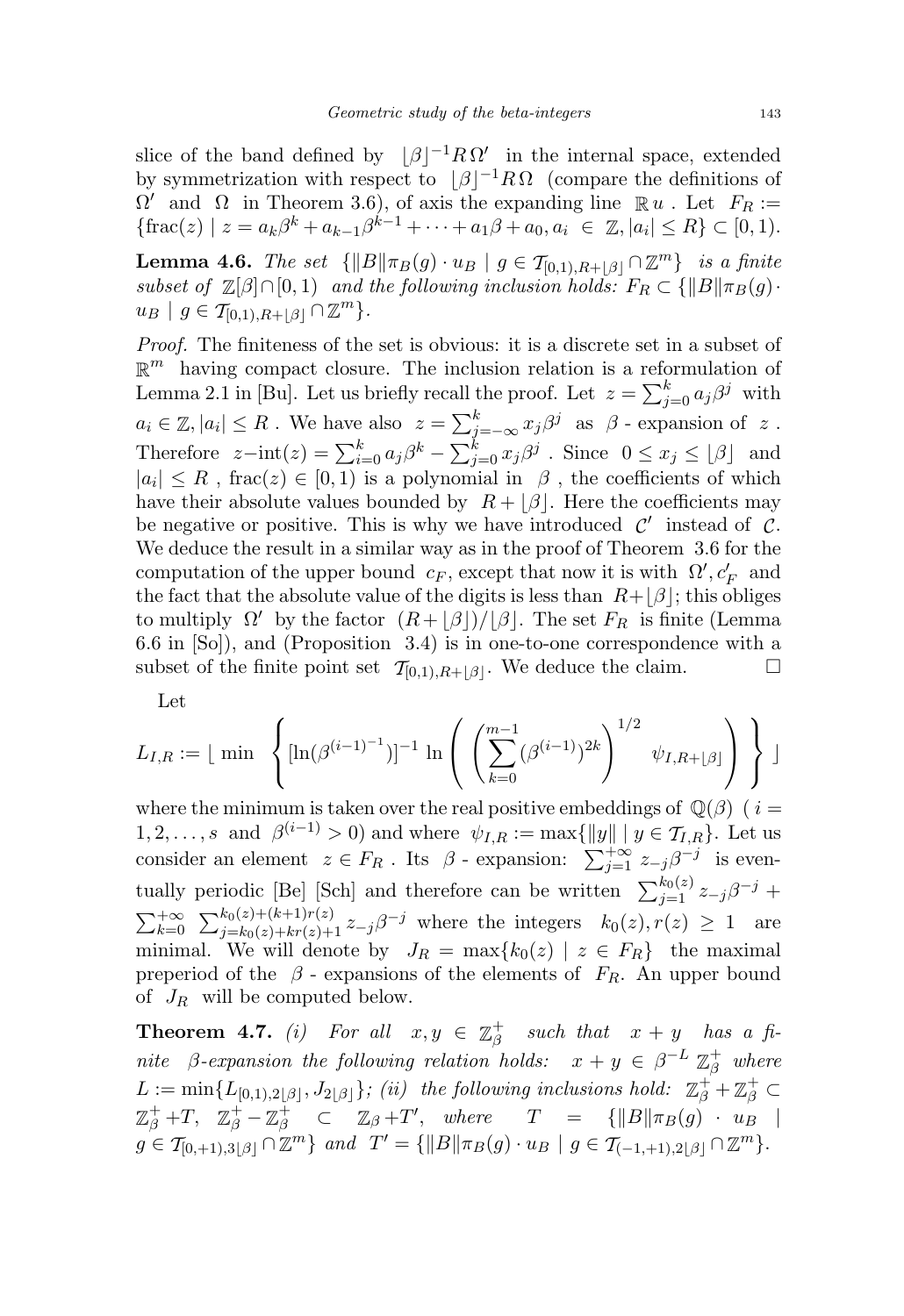slice of the band defined by $\lfloor\beta\rfloor^{-1}R\,\Omega'$ in the internal space, extended by symmetrization with respect to $\lfloor\beta\rfloor^{-1}R\,\Omega$ (compare the definitions of $\Omega'$ and $\Omega$ in Theorem 3.6), of axis the expanding line $\mathbb{R}\,u$ . Let $F_R := \{\mathrm{frac}(z) \mid z = a_k\beta^k + a_{k-1}\beta^{k-1} + \cdots + a_1\beta + a_0, a_i \in \mathbb{Z}, |a_i| \le R\} \subset [0,1)$.

**Lemma 4.6.** *The set* $\{\|B\|\pi_B(g)\cdot u_B \mid g \in \mathcal{T}_{[0,1),R+\lfloor\beta\rfloor} \cap \mathbb{Z}^m\}$ *is a finite subset of* $\mathbb{Z}[\beta]\cap[0,1)$ *and the following inclusion holds:* $F_R \subset \{\|B\|\pi_B(g)\cdot u_B \mid g \in \mathcal{T}_{[0,1),R+\lfloor\beta\rfloor} \cap \mathbb{Z}^m\}$.

*Proof.* The finiteness of the set is obvious: it is a discrete set in a subset of $\mathbb{R}^m$ having compact closure. The inclusion relation is a reformulation of Lemma 2.1 in [Bu]. Let us briefly recall the proof. Let $z = \sum_{j=0}^{k} a_j\beta^j$ with $a_i \in \mathbb{Z}, |a_i| \le R$ . We have also $z = \sum_{j=-\infty}^{k} x_j\beta^j$ as $\beta$ - expansion of $z$ . Therefore $z - \mathrm{int}(z) = \sum_{i=0}^{k} a_j\beta^k - \sum_{j=0}^{k} x_j\beta^j$ . Since $0 \le x_j \le \lfloor\beta\rfloor$ and $|a_i| \le R$ , $\mathrm{frac}(z) \in [0,1)$ is a polynomial in $\beta$ , the coefficients of which have their absolute values bounded by $R + \lfloor\beta\rfloor$. Here the coefficients may be negative or positive. This is why we have introduced $\mathcal{C}'$ instead of $\mathcal{C}$. We deduce the result in a similar way as in the proof of Theorem 3.6 for the computation of the upper bound $c_F$, except that now it is with $\Omega', c'_F$ and the fact that the absolute value of the digits is less than $R+\lfloor\beta\rfloor$; this obliges to multiply $\Omega'$ by the factor $(R+\lfloor\beta\rfloor)/\lfloor\beta\rfloor$. The set $F_R$ is finite (Lemma 6.6 in [So]), and (Proposition 3.4) is in one-to-one correspondence with a subset of the finite point set $\mathcal{T}_{[0,1),R+\lfloor\beta\rfloor}$. We deduce the claim. $\square$

Let

$$L_{I,R} := \left\lfloor\, \min \left\{ [\ln(\beta^{(i-1)^{-1}})]^{-1} \ln\left( \left(\sum_{k=0}^{m-1} (\beta^{(i-1)})^{2k}\right)^{1/2} \psi_{I,R+\lfloor\beta\rfloor} \right) \right\} \right\rfloor$$

where the minimum is taken over the real positive embeddings of $\mathbb{Q}(\beta)$ ( $i = 1,2,\ldots,s$ and $\beta^{(i-1)} > 0$) and where $\psi_{I,R} := \max\{\|y\| \mid y \in \mathcal{T}_{I,R}\}$. Let us consider an element $z \in F_R$ . Its $\beta$ - expansion: $\sum_{j=1}^{+\infty} z_{-j}\beta^{-j}$ is eventually periodic [Be] [Sch] and therefore can be written $\sum_{j=1}^{k_0(z)} z_{-j}\beta^{-j} + \sum_{k=0}^{+\infty}\sum_{j=k_0(z)+kr(z)+1}^{k_0(z)+(k+1)r(z)} z_{-j}\beta^{-j}$ where the integers $k_0(z), r(z) \ge 1$ are minimal. We will denote by $J_R = \max\{k_0(z) \mid z \in F_R\}$ the maximal preperiod of the $\beta$ - expansions of the elements of $F_R$. An upper bound of $J_R$ will be computed below.

**Theorem 4.7.** *(i) For all* $x, y \in \mathbb{Z}_\beta^+$ *such that* $x+y$ *has a finite* $\beta$*-expansion the following relation holds:* $x+y \in \beta^{-L}\,\mathbb{Z}_\beta^+$ *where* $L := \min\{L_{[0,1),2\lfloor\beta\rfloor}, J_{2\lfloor\beta\rfloor}\}$*; (ii) the following inclusions hold:* $\mathbb{Z}_\beta^+ + \mathbb{Z}_\beta^+ \subset \mathbb{Z}_\beta^+ + T$, $\mathbb{Z}_\beta^+ - \mathbb{Z}_\beta^+ \subset \mathbb{Z}_\beta + T'$, *where* $T = \{\|B\|\pi_B(g)\cdot u_B \mid g \in \mathcal{T}_{[0,+1),3\lfloor\beta\rfloor} \cap \mathbb{Z}^m\}$ *and* $T' = \{\|B\|\pi_B(g)\cdot u_B \mid g \in \mathcal{T}_{(-1,+1),2\lfloor\beta\rfloor} \cap \mathbb{Z}^m\}$.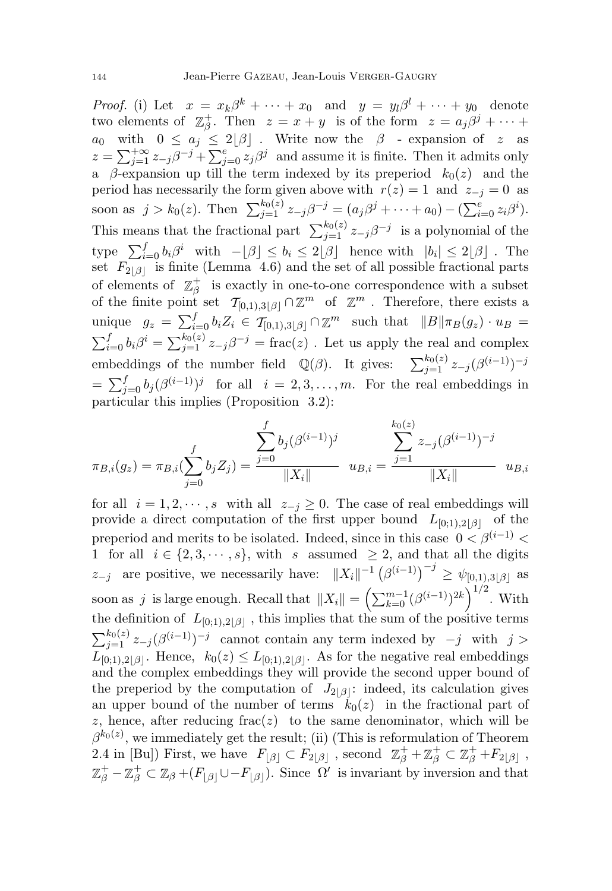*Proof.* (i) Let $x = x_k\beta^k + \cdots + x_0$ and $y = y_l\beta^l + \cdots + y_0$ denote two elements of $\mathbb{Z}_\beta^+$. Then $z = x + y$ is of the form $z = a_j\beta^j + \cdots + a_0$ with $0 \leq a_j \leq 2\lfloor\beta\rfloor$ . Write now the $\beta$ - expansion of $z$ as $z = \sum_{j=1}^{+\infty} z_{-j}\beta^{-j} + \sum_{j=0}^{e} z_j\beta^j$ and assume it is finite. Then it admits only a $\beta$-expansion up till the term indexed by its preperiod $k_0(z)$ and the period has necessarily the form given above with $r(z) = 1$ and $z_{-j} = 0$ as soon as $j > k_0(z)$. Then $\sum_{j=1}^{k_0(z)} z_{-j}\beta^{-j} = (a_j\beta^j + \cdots + a_0) - (\sum_{i=0}^{e} z_i\beta^i)$. This means that the fractional part $\sum_{j=1}^{k_0(z)} z_{-j}\beta^{-j}$ is a polynomial of the type $\sum_{i=0}^{f} b_i\beta^i$ with $-\lfloor\beta\rfloor \leq b_i \leq 2\lfloor\beta\rfloor$ hence with $|b_i| \leq 2\lfloor\beta\rfloor$ . The set $F_{2\lfloor\beta\rfloor}$ is finite (Lemma 4.6) and the set of all possible fractional parts of elements of $\mathbb{Z}_\beta^+$ is exactly in one-to-one correspondence with a subset of the finite point set $\mathcal{T}_{[0,1),3\lfloor\beta\rfloor} \cap \mathbb{Z}^m$ of $\mathbb{Z}^m$ . Therefore, there exists a unique $g_z = \sum_{i=0}^{f} b_iZ_i \in \mathcal{T}_{[0,1),3\lfloor\beta\rfloor} \cap \mathbb{Z}^m$ such that $\|B\|\pi_B(g_z) \cdot u_B = \sum_{i=0}^{f} b_i\beta^i = \sum_{j=1}^{k_0(z)} z_{-j}\beta^{-j} = \mathrm{frac}(z)$ . Let us apply the real and complex embeddings of the number field $\mathbb{Q}(\beta)$. It gives: $\sum_{j=1}^{k_0(z)} z_{-j}(\beta^{(i-1)})^{-j} = \sum_{j=0}^{f} b_j(\beta^{(i-1)})^j$ for all $i = 2, 3, \ldots, m$. For the real embeddings in particular this implies (Proposition 3.2):

$$\pi_{B,i}(g_z) = \pi_{B,i}(\sum_{j=0}^{f} b_jZ_j) = \frac{\sum_{j=0}^{f} b_j(\beta^{(i-1)})^j}{\|X_i\|} \ u_{B,i} = \frac{\sum_{j=1}^{k_0(z)} z_{-j}(\beta^{(i-1)})^{-j}}{\|X_i\|} \ u_{B,i}$$

for all $i = 1, 2, \cdots, s$ with all $z_{-j} \geq 0$. The case of real embeddings will provide a direct computation of the first upper bound $L_{[0;1),2\lfloor\beta\rfloor}$ of the preperiod and merits to be isolated. Indeed, since in this case $0 < \beta^{(i-1)} < 1$ for all $i \in \{2, 3, \cdots, s\}$, with $s$ assumed $\geq 2$, and that all the digits $z_{-j}$ are positive, we necessarily have: $\|X_i\|^{-1}\left(\beta^{(i-1)}\right)^{-j} \geq \psi_{[0,1),3\lfloor\beta\rfloor}$ as soon as $j$ is large enough. Recall that $\|X_i\| = \left(\sum_{k=0}^{m-1}(\beta^{(i-1)})^{2k}\right)^{1/2}$. With the definition of $L_{[0;1),2\lfloor\beta\rfloor}$ , this implies that the sum of the positive terms $\sum_{j=1}^{k_0(z)} z_{-j}(\beta^{(i-1)})^{-j}$ cannot contain any term indexed by $-j$ with $j > L_{[0;1),2\lfloor\beta\rfloor}$. Hence, $k_0(z) \leq L_{[0;1),2\lfloor\beta\rfloor}$. As for the negative real embeddings and the complex embeddings they will provide the second upper bound of the preperiod by the computation of $J_{2\lfloor\beta\rfloor}$: indeed, its calculation gives an upper bound of the number of terms $k_0(z)$ in the fractional part of $z$, hence, after reducing $\mathrm{frac}(z)$ to the same denominator, which will be $\beta^{k_0(z)}$, we immediately get the result; (ii) (This is reformulation of Theorem 2.4 in [Bu]) First, we have $F_{\lfloor\beta\rfloor} \subset F_{2\lfloor\beta\rfloor}$ , second $\mathbb{Z}_\beta^+ + \mathbb{Z}_\beta^+ \subset \mathbb{Z}_\beta^+ + F_{2\lfloor\beta\rfloor}$ , $\mathbb{Z}_\beta^+ - \mathbb{Z}_\beta^+ \subset \mathbb{Z}_\beta + (F_{\lfloor\beta\rfloor} \cup -F_{\lfloor\beta\rfloor})$. Since $\Omega'$ is invariant by inversion and that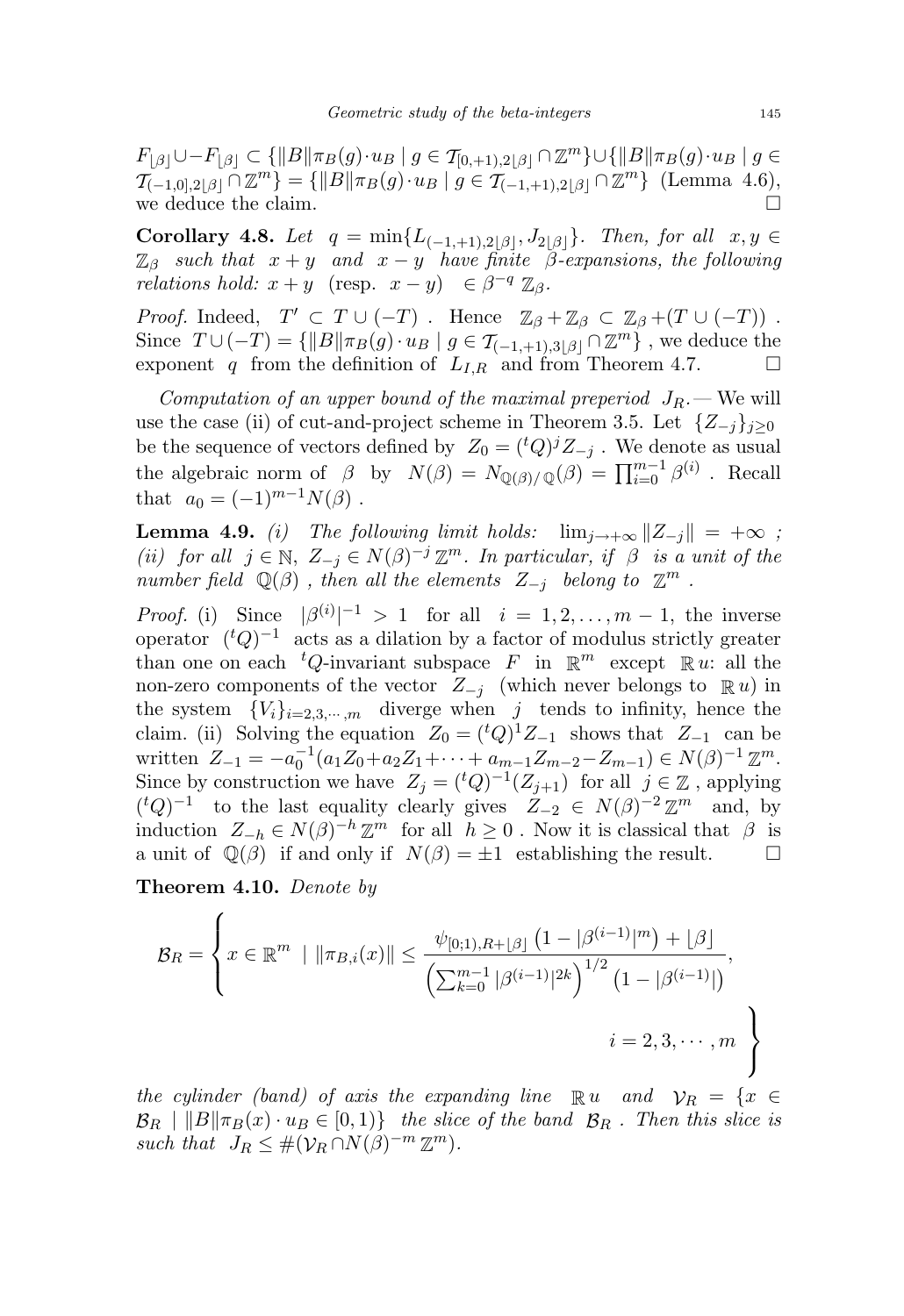$F_{\lfloor\beta\rfloor} \cup -F_{\lfloor\beta\rfloor} \subset \{\|B\|\pi_B(g)\cdot u_B \mid g \in \mathcal{T}_{[0,+1),2\lfloor\beta\rfloor} \cap \mathbb{Z}^m\} \cup \{\|B\|\pi_B(g)\cdot u_B \mid g \in \mathcal{T}_{(-1,0],2\lfloor\beta\rfloor} \cap \mathbb{Z}^m\} = \{\|B\|\pi_B(g)\cdot u_B \mid g \in \mathcal{T}_{(-1,+1),2\lfloor\beta\rfloor} \cap \mathbb{Z}^m\}$ (Lemma 4.6), we deduce the claim. □

**Corollary 4.8.** *Let* $q = \min\{L_{(-1,+1),2\lfloor\beta\rfloor}, J_{2\lfloor\beta\rfloor}\}$. *Then, for all* $x, y \in \mathbb{Z}_\beta$ *such that* $x+y$ *and* $x-y$ *have finite* $\beta$*-expansions, the following relations hold:* $x+y$ (resp. $x-y$) $\in \beta^{-q}\,\mathbb{Z}_\beta$.

*Proof.* Indeed, $T' \subset T \cup (-T)$. Hence $\mathbb{Z}_\beta + \mathbb{Z}_\beta \subset \mathbb{Z}_\beta + (T \cup (-T))$. Since $T \cup (-T) = \{\|B\|\pi_B(g)\cdot u_B \mid g \in \mathcal{T}_{(-1,+1),3\lfloor\beta\rfloor} \cap \mathbb{Z}^m\}$, we deduce the exponent $q$ from the definition of $L_{I,R}$ and from Theorem 4.7. □

*Computation of an upper bound of the maximal preperiod $J_R$.*— We will use the case (ii) of cut-and-project scheme in Theorem 3.5. Let $\{Z_{-j}\}_{j\geq 0}$ be the sequence of vectors defined by $Z_0 = ({}^tQ)^j Z_{-j}$. We denote as usual the algebraic norm of $\beta$ by $N(\beta) = N_{\mathbb{Q}(\beta)/\mathbb{Q}}(\beta) = \prod_{i=0}^{m-1}\beta^{(i)}$. Recall that $a_0 = (-1)^{m-1}N(\beta)$.

**Lemma 4.9.** *(i) The following limit holds:* $\lim_{j\to+\infty}\|Z_{-j}\| = +\infty$ *; (ii) for all* $j \in \mathbb{N}$, $Z_{-j} \in N(\beta)^{-j}\,\mathbb{Z}^m$. *In particular, if* $\beta$ *is a unit of the number field* $\mathbb{Q}(\beta)$ *, then all the elements* $Z_{-j}$ *belong to* $\mathbb{Z}^m$ *.*

*Proof.* (i) Since $|\beta^{(i)}|^{-1} > 1$ for all $i = 1, 2, \ldots, m-1$, the inverse operator $({}^tQ)^{-1}$ acts as a dilation by a factor of modulus strictly greater than one on each ${}^tQ$-invariant subspace $F$ in $\mathbb{R}^m$ except $\mathbb{R}\,u$: all the non-zero components of the vector $Z_{-j}$ (which never belongs to $\mathbb{R}\,u$) in the system $\{V_i\}_{i=2,3,\cdots,m}$ diverge when $j$ tends to infinity, hence the claim. (ii) Solving the equation $Z_0 = ({}^tQ)^1 Z_{-1}$ shows that $Z_{-1}$ can be written $Z_{-1} = -a_0^{-1}(a_1 Z_0 + a_2 Z_1 + \cdots + a_{m-1}Z_{m-2} - Z_{m-1}) \in N(\beta)^{-1}\,\mathbb{Z}^m$. Since by construction we have $Z_j = ({}^tQ)^{-1}(Z_{j+1})$ for all $j \in \mathbb{Z}$, applying $({}^tQ)^{-1}$ to the last equality clearly gives $Z_{-2} \in N(\beta)^{-2}\,\mathbb{Z}^m$ and, by induction $Z_{-h} \in N(\beta)^{-h}\,\mathbb{Z}^m$ for all $h \geq 0$. Now it is classical that $\beta$ is a unit of $\mathbb{Q}(\beta)$ if and only if $N(\beta) = \pm 1$ establishing the result. □

**Theorem 4.10.** *Denote by*

$$\mathcal{B}_R = \left\{ x \in \mathbb{R}^m \mid \|\pi_{B,i}(x)\| \leq \frac{\psi_{[0;1),R+\lfloor\beta\rfloor}\left(1 - |\beta^{(i-1)}|^m\right) + \lfloor\beta\rfloor}{\left(\sum_{k=0}^{m-1}|\beta^{(i-1)}|^{2k}\right)^{1/2}\left(1 - |\beta^{(i-1)}|\right)}, \quad i = 2, 3, \cdots, m \right\}$$

*the cylinder (band) of axis the expanding line* $\mathbb{R}\,u$ *and* $\mathcal{V}_R = \{x \in \mathcal{B}_R \mid \|B\|\pi_B(x)\cdot u_B \in [0,1)\}$ *the slice of the band* $\mathcal{B}_R$ *. Then this slice is such that* $J_R \leq \#(\mathcal{V}_R \cap N(\beta)^{-m}\,\mathbb{Z}^m)$.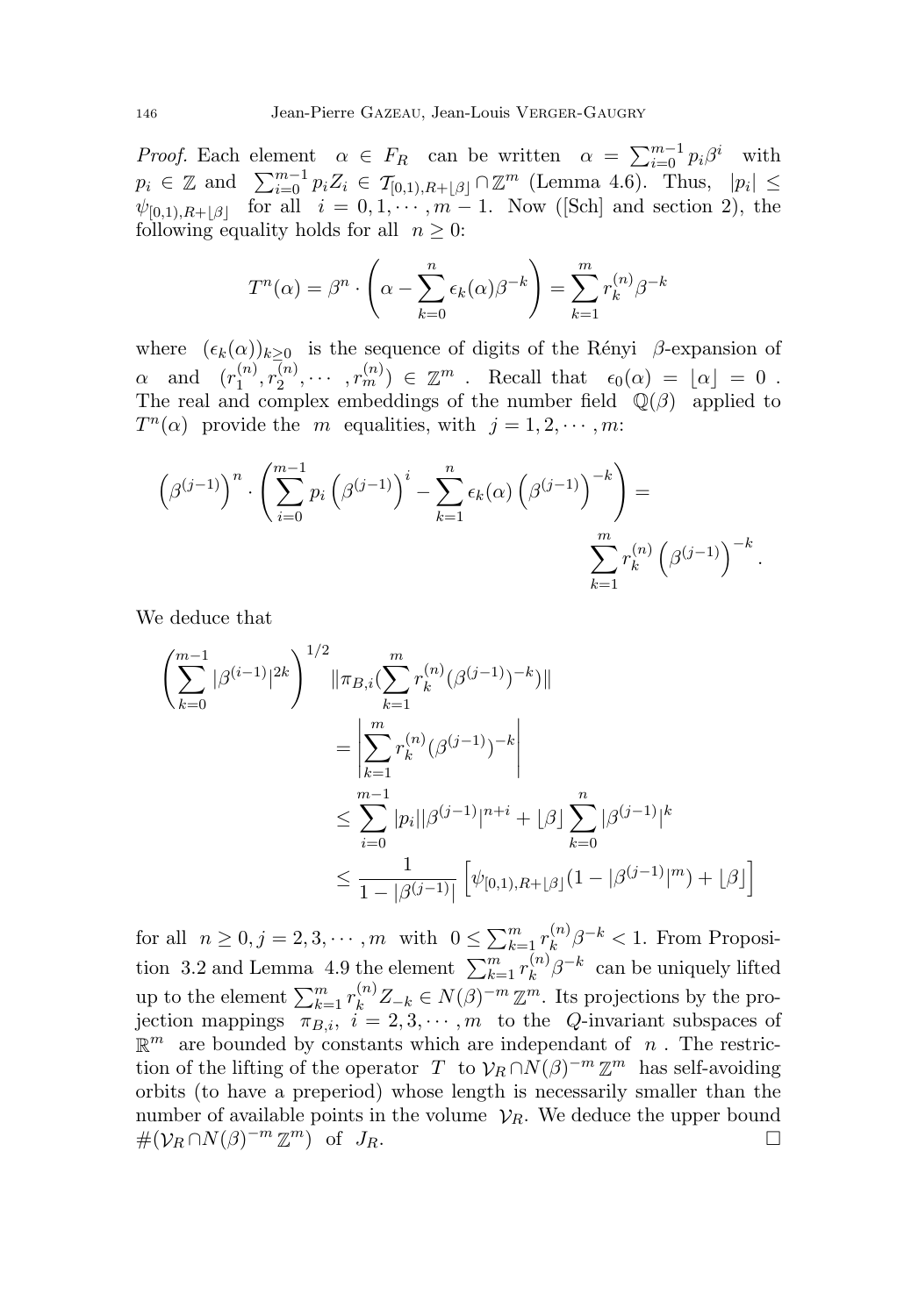*Proof.* Each element $\alpha \in F_R$ can be written $\alpha = \sum_{i=0}^{m-1} p_i \beta^i$ with $p_i \in \mathbb{Z}$ and $\sum_{i=0}^{m-1} p_i Z_i \in \mathcal{T}_{[0,1),R+\lfloor\beta\rfloor} \cap \mathbb{Z}^m$ (Lemma 4.6). Thus, $|p_i| \leq \psi_{[0,1),R+\lfloor\beta\rfloor}$ for all $i = 0, 1, \cdots, m-1$. Now ([Sch] and section 2), the following equality holds for all $n \geq 0$:

$$T^n(\alpha) = \beta^n \cdot \left( \alpha - \sum_{k=0}^{n} \epsilon_k(\alpha) \beta^{-k} \right) = \sum_{k=1}^{m} r_k^{(n)} \beta^{-k}$$

where $(\epsilon_k(\alpha))_{k \geq 0}$ is the sequence of digits of the Rényi $\beta$-expansion of $\alpha$ and $(r_1^{(n)}, r_2^{(n)}, \cdots, r_m^{(n)}) \in \mathbb{Z}^m$. Recall that $\epsilon_0(\alpha) = \lfloor \alpha \rfloor = 0$. The real and complex embeddings of the number field $\mathbb{Q}(\beta)$ applied to $T^n(\alpha)$ provide the $m$ equalities, with $j = 1, 2, \cdots, m$:

$$\left(\beta^{(j-1)}\right)^n \cdot \left( \sum_{i=0}^{m-1} p_i \left(\beta^{(j-1)}\right)^i - \sum_{k=1}^{n} \epsilon_k(\alpha) \left(\beta^{(j-1)}\right)^{-k} \right) = \sum_{k=1}^{m} r_k^{(n)} \left(\beta^{(j-1)}\right)^{-k}.$$

We deduce that

$$\begin{aligned}
\left( \sum_{k=0}^{m-1} |\beta^{(i-1)}|^{2k} \right)^{1/2} & \| \pi_{B,i} (\sum_{k=1}^{m} r_k^{(n)} (\beta^{(j-1)})^{-k}) \| \\
&= \left| \sum_{k=1}^{m} r_k^{(n)} (\beta^{(j-1)})^{-k} \right| \\
&\leq \sum_{i=0}^{m-1} |p_i| |\beta^{(j-1)}|^{n+i} + \lfloor\beta\rfloor \sum_{k=0}^{n} |\beta^{(j-1)}|^k \\
&\leq \frac{1}{1 - |\beta^{(j-1)}|} \left[ \psi_{[0,1),R+\lfloor\beta\rfloor} (1 - |\beta^{(j-1)}|^m) + \lfloor\beta\rfloor \right]
\end{aligned}$$

for all $n \geq 0, j = 2, 3, \cdots, m$ with $0 \leq \sum_{k=1}^{m} r_k^{(n)} \beta^{-k} < 1$. From Proposition 3.2 and Lemma 4.9 the element $\sum_{k=1}^{m} r_k^{(n)} \beta^{-k}$ can be uniquely lifted up to the element $\sum_{k=1}^{m} r_k^{(n)} Z_{-k} \in N(\beta)^{-m} \mathbb{Z}^m$. Its projections by the projection mappings $\pi_{B,i}$, $i = 2, 3, \cdots, m$ to the $Q$-invariant subspaces of $\mathbb{R}^m$ are bounded by constants which are independant of $n$. The restriction of the lifting of the operator $T$ to $\mathcal{V}_R \cap N(\beta)^{-m} \mathbb{Z}^m$ has self-avoiding orbits (to have a preperiod) whose length is necessarily smaller than the number of available points in the volume $\mathcal{V}_R$. We deduce the upper bound $\#(\mathcal{V}_R \cap N(\beta)^{-m} \mathbb{Z}^m)$ of $J_R$. □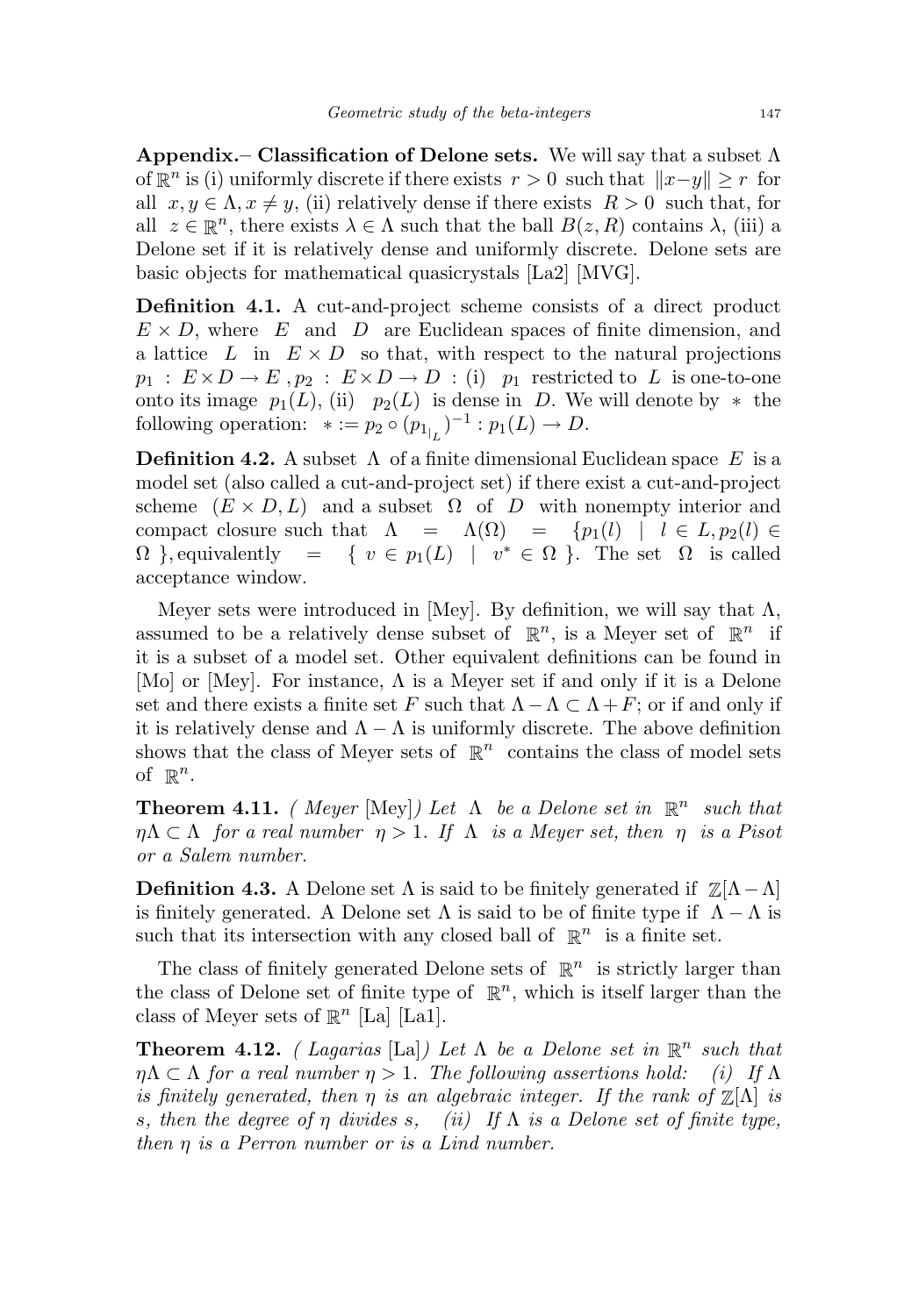**Appendix.– Classification of Delone sets.** We will say that a subset $\Lambda$ of $\mathbb{R}^n$ is (i) uniformly discrete if there exists $r > 0$ such that $\|x-y\| \geq r$ for all $x, y \in \Lambda, x \neq y$, (ii) relatively dense if there exists $R > 0$ such that, for all $z \in \mathbb{R}^n$, there exists $\lambda \in \Lambda$ such that the ball $B(z, R)$ contains $\lambda$, (iii) a Delone set if it is relatively dense and uniformly discrete. Delone sets are basic objects for mathematical quasicrystals [La2] [MVG].

**Definition 4.1.** A cut-and-project scheme consists of a direct product $E \times D$, where $E$ and $D$ are Euclidean spaces of finite dimension, and a lattice $L$ in $E \times D$ so that, with respect to the natural projections $p_1 : E \times D \to E$ , $p_2 : E \times D \to D$ : (i) $p_1$ restricted to $L$ is one-to-one onto its image $p_1(L)$, (ii) $p_2(L)$ is dense in $D$. We will denote by $*$ the following operation: $* := p_2 \circ (p_{1_{|_L}})^{-1} : p_1(L) \to D$.

**Definition 4.2.** A subset $\Lambda$ of a finite dimensional Euclidean space $E$ is a model set (also called a cut-and-project set) if there exist a cut-and-project scheme $(E \times D, L)$ and a subset $\Omega$ of $D$ with nonempty interior and compact closure such that $\Lambda = \Lambda(\Omega) = \{p_1(l) \mid l \in L, p_2(l) \in \Omega\}$, equivalently $= \{v \in p_1(L) \mid v^* \in \Omega\}$. The set $\Omega$ is called acceptance window.

Meyer sets were introduced in [Mey]. By definition, we will say that $\Lambda$, assumed to be a relatively dense subset of $\mathbb{R}^n$, is a Meyer set of $\mathbb{R}^n$ if it is a subset of a model set. Other equivalent definitions can be found in [Mo] or [Mey]. For instance, $\Lambda$ is a Meyer set if and only if it is a Delone set and there exists a finite set $F$ such that $\Lambda - \Lambda \subset \Lambda + F$; or if and only if it is relatively dense and $\Lambda - \Lambda$ is uniformly discrete. The above definition shows that the class of Meyer sets of $\mathbb{R}^n$ contains the class of model sets of $\mathbb{R}^n$.

**Theorem 4.11.** *( Meyer* [Mey]*) Let $\Lambda$ be a Delone set in $\mathbb{R}^n$ such that $\eta\Lambda \subset \Lambda$ for a real number $\eta > 1$. If $\Lambda$ is a Meyer set, then $\eta$ is a Pisot or a Salem number.*

**Definition 4.3.** A Delone set $\Lambda$ is said to be finitely generated if $\mathbb{Z}[\Lambda - \Lambda]$ is finitely generated. A Delone set $\Lambda$ is said to be of finite type if $\Lambda - \Lambda$ is such that its intersection with any closed ball of $\mathbb{R}^n$ is a finite set.

The class of finitely generated Delone sets of $\mathbb{R}^n$ is strictly larger than the class of Delone set of finite type of $\mathbb{R}^n$, which is itself larger than the class of Meyer sets of $\mathbb{R}^n$ [La] [La1].

**Theorem 4.12.** *( Lagarias* [La]*) Let $\Lambda$ be a Delone set in $\mathbb{R}^n$ such that $\eta\Lambda \subset \Lambda$ for a real number $\eta > 1$. The following assertions hold: (i) If $\Lambda$ is finitely generated, then $\eta$ is an algebraic integer. If the rank of $\mathbb{Z}[\Lambda]$ is $s$, then the degree of $\eta$ divides $s$, (ii) If $\Lambda$ is a Delone set of finite type, then $\eta$ is a Perron number or is a Lind number.*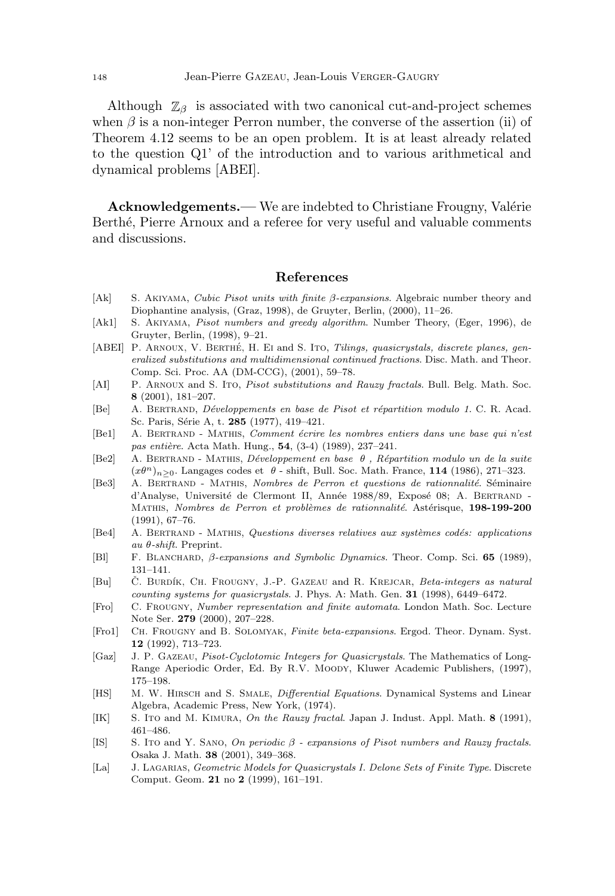Although $\mathbb{Z}_\beta$ is associated with two canonical cut-and-project schemes when $\beta$ is a non-integer Perron number, the converse of the assertion (ii) of Theorem 4.12 seems to be an open problem. It is at least already related to the question Q1' of the introduction and to various arithmetical and dynamical problems [ABEI].

**Acknowledgements.**— We are indebted to Christiane Frougny, Valérie Berthé, Pierre Arnoux and a referee for very useful and valuable comments and discussions.

## References

- [Ak] S. Akiyama, *Cubic Pisot units with finite β-expansions*. Algebraic number theory and Diophantine analysis, (Graz, 1998), de Gruyter, Berlin, (2000), 11–26.
- [Ak1] S. Akiyama, *Pisot numbers and greedy algorithm*. Number Theory, (Eger, 1996), de Gruyter, Berlin, (1998), 9–21.
- [ABEI] P. Arnoux, V. Berthé, H. Ei and S. Ito, *Tilings, quasicrystals, discrete planes, generalized substitutions and multidimensional continued fractions*. Disc. Math. and Theor. Comp. Sci. Proc. AA (DM-CCG), (2001), 59–78.
- [AI] P. Arnoux and S. Ito, *Pisot substitutions and Rauzy fractals*. Bull. Belg. Math. Soc. **8** (2001), 181–207.
- [Be] A. Bertrand, *Développements en base de Pisot et répartition modulo 1*. C. R. Acad. Sc. Paris, Série A, t. **285** (1977), 419–421.
- [Be1] A. Bertrand - Mathis, *Comment écrire les nombres entiers dans une base qui n'est pas entière*. Acta Math. Hung., **54**, (3-4) (1989), 237–241.
- [Be2] A. Bertrand - Mathis, *Développement en base $\theta$, Répartition modulo un de la suite $(x\theta^n)_{n\geq 0}$*. Langages codes et $\theta$ - shift, Bull. Soc. Math. France, **114** (1986), 271–323.
- [Be3] A. Bertrand - Mathis, *Nombres de Perron et questions de rationnalité*. Séminaire d'Analyse, Université de Clermont II, Année 1988/89, Exposé 08; A. Bertrand - Mathis, *Nombres de Perron et problèmes de rationnalité*. Astérisque, **198-199-200** (1991), 67–76.
- [Be4] A. Bertrand - Mathis, *Questions diverses relatives aux systèmes codés: applications au θ-shift*. Preprint.
- [Bl] F. Blanchard, *β-expansions and Symbolic Dynamics*. Theor. Comp. Sci. **65** (1989), 131–141.
- [Bu] Č. Burdík, Ch. Frougny, J.-P. Gazeau and R. Krejcar, *Beta-integers as natural counting systems for quasicrystals*. J. Phys. A: Math. Gen. **31** (1998), 6449–6472.
- [Fro] C. Frougny, *Number representation and finite automata*. London Math. Soc. Lecture Note Ser. **279** (2000), 207–228.
- [Fro1] Ch. Frougny and B. Solomyak, *Finite beta-expansions*. Ergod. Theor. Dynam. Syst. **12** (1992), 713–723.
- [Gaz] J. P. Gazeau, *Pisot-Cyclotomic Integers for Quasicrystals*. The Mathematics of Long-Range Aperiodic Order, Ed. By R.V. Moody, Kluwer Academic Publishers, (1997), 175–198.
- [HS] M. W. Hirsch and S. Smale, *Differential Equations*. Dynamical Systems and Linear Algebra, Academic Press, New York, (1974).
- [IK] S. Ito and M. Kimura, *On the Rauzy fractal*. Japan J. Indust. Appl. Math. **8** (1991), 461–486.
- [IS] S. Ito and Y. Sano, *On periodic β - expansions of Pisot numbers and Rauzy fractals*. Osaka J. Math. **38** (2001), 349–368.
- [La] J. Lagarias, *Geometric Models for Quasicrystals I. Delone Sets of Finite Type*. Discrete Comput. Geom. **21** no **2** (1999), 161–191.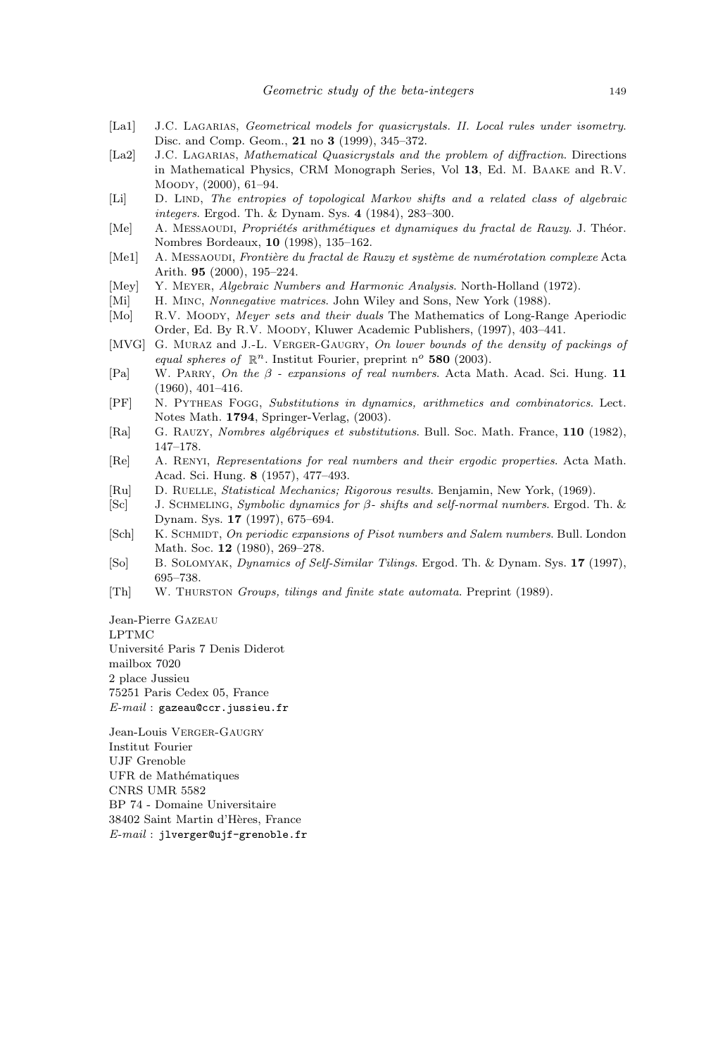[La1] J.C. Lagarias, *Geometrical models for quasicrystals. II. Local rules under isometry*. Disc. and Comp. Geom., **21** no **3** (1999), 345–372.

[La2] J.C. Lagarias, *Mathematical Quasicrystals and the problem of diffraction*. Directions in Mathematical Physics, CRM Monograph Series, Vol **13**, Ed. M. Baake and R.V. Moody, (2000), 61–94.

[Li] D. Lind, *The entropies of topological Markov shifts and a related class of algebraic integers*. Ergod. Th. & Dynam. Sys. **4** (1984), 283–300.

[Me] A. Messaoudi, *Propriétés arithmétiques et dynamiques du fractal de Rauzy*. J. Théor. Nombres Bordeaux, **10** (1998), 135–162.

[Me1] A. Messaoudi, *Frontière du fractal de Rauzy et système de numérotation complexe* Acta Arith. **95** (2000), 195–224.

[Mey] Y. Meyer, *Algebraic Numbers and Harmonic Analysis*. North-Holland (1972).

[Mi] H. Minc, *Nonnegative matrices*. John Wiley and Sons, New York (1988).

[Mo] R.V. Moody, *Meyer sets and their duals* The Mathematics of Long-Range Aperiodic Order, Ed. By R.V. Moody, Kluwer Academic Publishers, (1997), 403–441.

[MVG] G. Muraz and J.-L. Verger-Gaugry, *On lower bounds of the density of packings of equal spheres of* $\mathbb{R}^n$. Institut Fourier, preprint n$^o$ **580** (2003).

[Pa] W. Parry, *On the* $\beta$ *- expansions of real numbers*. Acta Math. Acad. Sci. Hung. **11** (1960), 401–416.

[PF] N. Pytheas Fogg, *Substitutions in dynamics, arithmetics and combinatorics*. Lect. Notes Math. **1794**, Springer-Verlag, (2003).

[Ra] G. Rauzy, *Nombres algébriques et substitutions*. Bull. Soc. Math. France, **110** (1982), 147–178.

[Re] A. Renyi, *Representations for real numbers and their ergodic properties*. Acta Math. Acad. Sci. Hung. **8** (1957), 477–493.

[Ru] D. Ruelle, *Statistical Mechanics; Rigorous results*. Benjamin, New York, (1969).

[Sc] J. Schmeling, *Symbolic dynamics for* $\beta$*- shifts and self-normal numbers*. Ergod. Th. & Dynam. Sys. **17** (1997), 675–694.

[Sch] K. Schmidt, *On periodic expansions of Pisot numbers and Salem numbers*. Bull. London Math. Soc. **12** (1980), 269–278.

[So] B. Solomyak, *Dynamics of Self-Similar Tilings*. Ergod. Th. & Dynam. Sys. **17** (1997), 695–738.

[Th] W. Thurston *Groups, tilings and finite state automata*. Preprint (1989).

Jean-Pierre Gazeau
LPTMC
Université Paris 7 Denis Diderot
mailbox 7020
2 place Jussieu
75251 Paris Cedex 05, France
*E-mail* : gazeau@ccr.jussieu.fr

Jean-Louis Verger-Gaugry
Institut Fourier
UJF Grenoble
UFR de Mathématiques
CNRS UMR 5582
BP 74 - Domaine Universitaire
38402 Saint Martin d'Hères, France
*E-mail* : jlverger@ujf-grenoble.fr